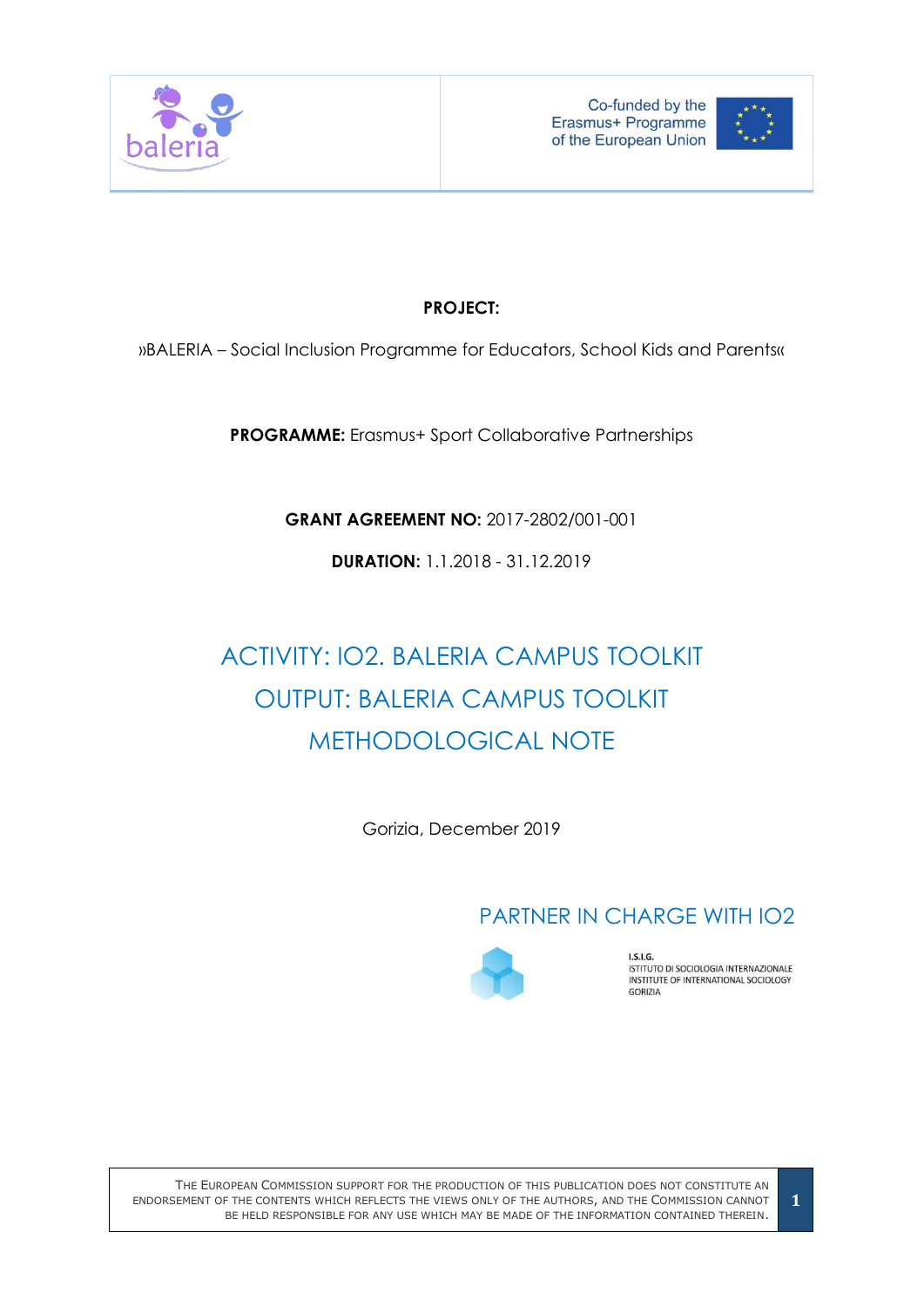Co-funded by the Erasmus+ Programme of the European Union

**PROJECT:**

»BALERIA – Social Inclusion Programme for Educators, School Kids and Parents«

**PROGRAMME:** Erasmus+ Sport Collaborative Partnerships

**GRANT AGREEMENT NO:** 2017-2802/001-001

**DURATION:** 1.1.2018 - 31.12.2019

# ACTIVITY: IO2. BALERIA CAMPUS TOOLKIT
# OUTPUT: BALERIA CAMPUS TOOLKIT
# METHODOLOGICAL NOTE

Gorizia, December 2019

## PARTNER IN CHARGE WITH IO2

I.S.I.G.
ISTITUTO DI SOCIOLOGIA INTERNAZIONALE
INSTITUTE OF INTERNATIONAL SOCIOLOGY
GORIZIA

THE EUROPEAN COMMISSION SUPPORT FOR THE PRODUCTION OF THIS PUBLICATION DOES NOT CONSTITUTE AN ENDORSEMENT OF THE CONTENTS WHICH REFLECTS THE VIEWS ONLY OF THE AUTHORS, AND THE COMMISSION CANNOT BE HELD RESPONSIBLE FOR ANY USE WHICH MAY BE MADE OF THE INFORMATION CONTAINED THEREIN.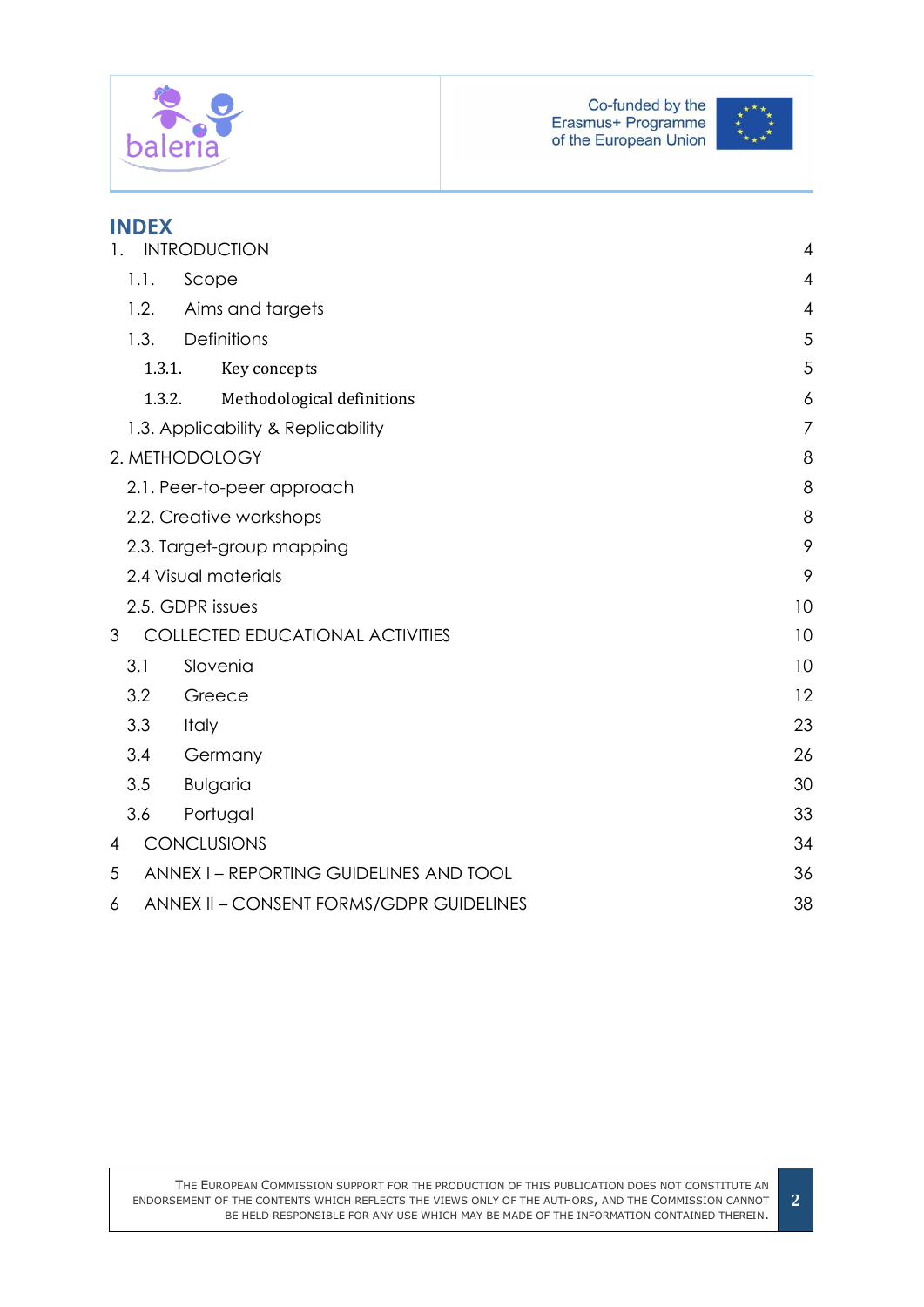# INDEX

| | |
|---|---|
| 1. INTRODUCTION | 4 |
| 1.1. Scope | 4 |
| 1.2. Aims and targets | 4 |
| 1.3. Definitions | 5 |
| 1.3.1. Key concepts | 5 |
| 1.3.2. Methodological definitions | 6 |
| 1.3. Applicability & Replicability | 7 |
| 2. METHODOLOGY | 8 |
| 2.1. Peer-to-peer approach | 8 |
| 2.2. Creative workshops | 8 |
| 2.3. Target-group mapping | 9 |
| 2.4 Visual materials | 9 |
| 2.5. GDPR issues | 10 |
| 3 COLLECTED EDUCATIONAL ACTIVITIES | 10 |
| 3.1 Slovenia | 10 |
| 3.2 Greece | 12 |
| 3.3 Italy | 23 |
| 3.4 Germany | 26 |
| 3.5 Bulgaria | 30 |
| 3.6 Portugal | 33 |
| 4 CONCLUSIONS | 34 |
| 5 ANNEX I – REPORTING GUIDELINES AND TOOL | 36 |
| 6 ANNEX II – CONSENT FORMS/GDPR GUIDELINES | 38 |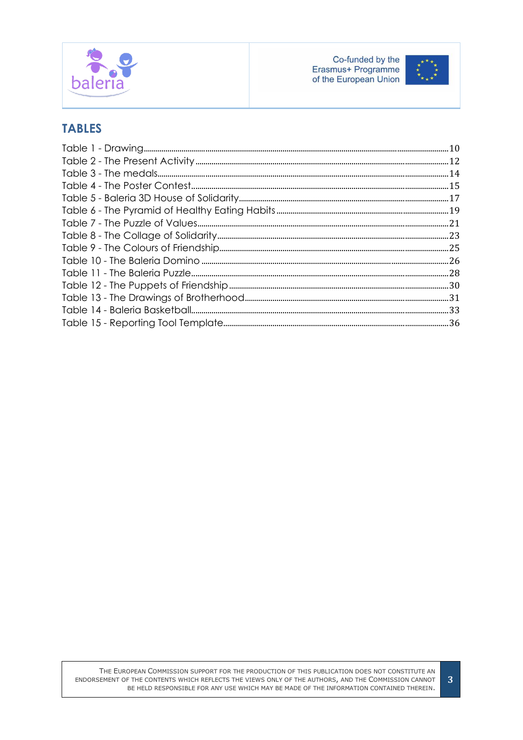## TABLES

Table 1 - Drawing ........................................ 10
Table 2 - The Present Activity ........................................ 12
Table 3 - The medals ........................................ 14
Table 4 - The Poster Contest ........................................ 15
Table 5 - Baleria 3D House of Solidarity ........................................ 17
Table 6 - The Pyramid of Healthy Eating Habits ........................................ 19
Table 7 - The Puzzle of Values ........................................ 21
Table 8 - The Collage of Solidarity ........................................ 23
Table 9 - The Colours of Friendship ........................................ 25
Table 10 - The Baleria Domino ........................................ 26
Table 11 - The Baleria Puzzle ........................................ 28
Table 12 - The Puppets of Friendship ........................................ 30
Table 13 - The Drawings of Brotherhood ........................................ 31
Table 14 - Baleria Basketball ........................................ 33
Table 15 - Reporting Tool Template ........................................ 36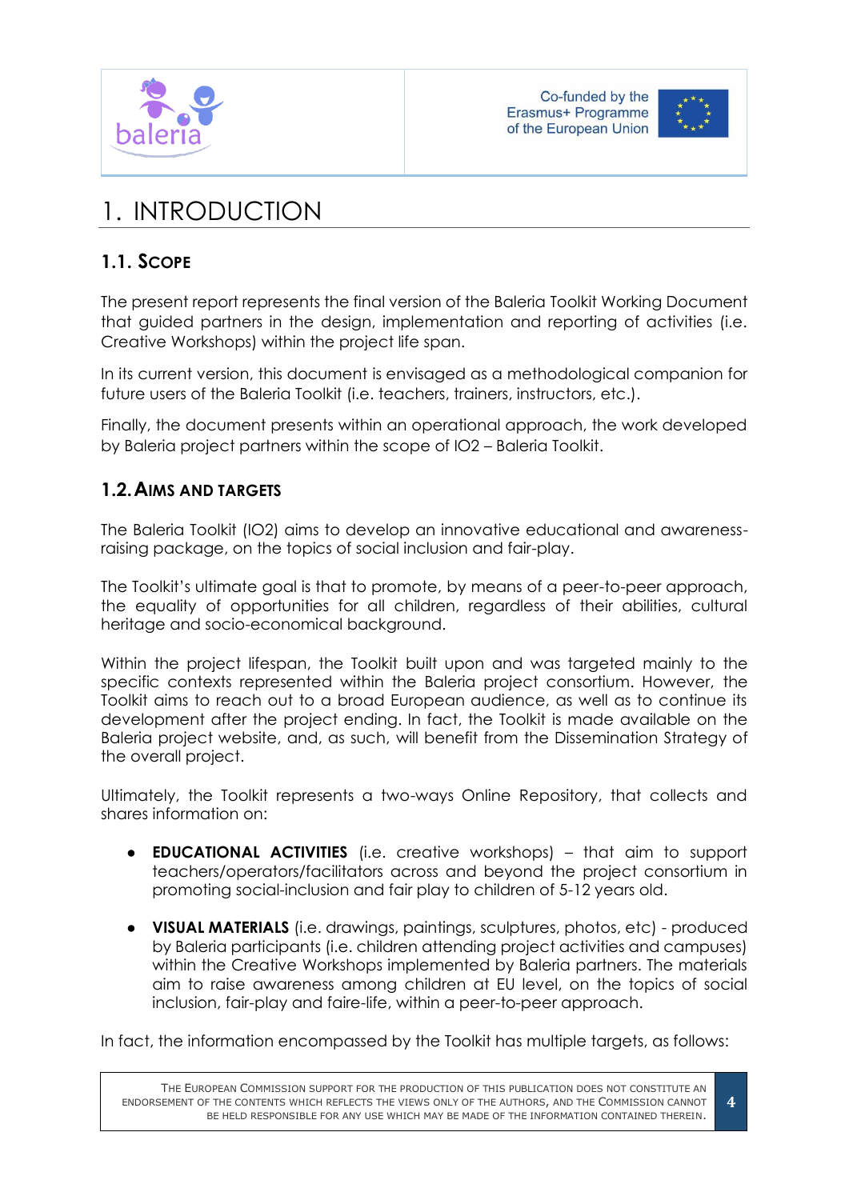# 1. INTRODUCTION

## 1.1. Scope

The present report represents the final version of the Baleria Toolkit Working Document that guided partners in the design, implementation and reporting of activities (i.e. Creative Workshops) within the project life span.

In its current version, this document is envisaged as a methodological companion for future users of the Baleria Toolkit (i.e. teachers, trainers, instructors, etc.).

Finally, the document presents within an operational approach, the work developed by Baleria project partners within the scope of IO2 – Baleria Toolkit.

## 1.2. Aims and targets

The Baleria Toolkit (IO2) aims to develop an innovative educational and awareness-raising package, on the topics of social inclusion and fair-play.

The Toolkit's ultimate goal is that to promote, by means of a peer-to-peer approach, the equality of opportunities for all children, regardless of their abilities, cultural heritage and socio-economical background.

Within the project lifespan, the Toolkit built upon and was targeted mainly to the specific contexts represented within the Baleria project consortium. However, the Toolkit aims to reach out to a broad European audience, as well as to continue its development after the project ending. In fact, the Toolkit is made available on the Baleria project website, and, as such, will benefit from the Dissemination Strategy of the overall project.

Ultimately, the Toolkit represents a two-ways Online Repository, that collects and shares information on:

- **EDUCATIONAL ACTIVITIES** (i.e. creative workshops) – that aim to support teachers/operators/facilitators across and beyond the project consortium in promoting social-inclusion and fair play to children of 5-12 years old.
- **VISUAL MATERIALS** (i.e. drawings, paintings, sculptures, photos, etc) - produced by Baleria participants (i.e. children attending project activities and campuses) within the Creative Workshops implemented by Baleria partners. The materials aim to raise awareness among children at EU level, on the topics of social inclusion, fair-play and faire-life, within a peer-to-peer approach.

In fact, the information encompassed by the Toolkit has multiple targets, as follows: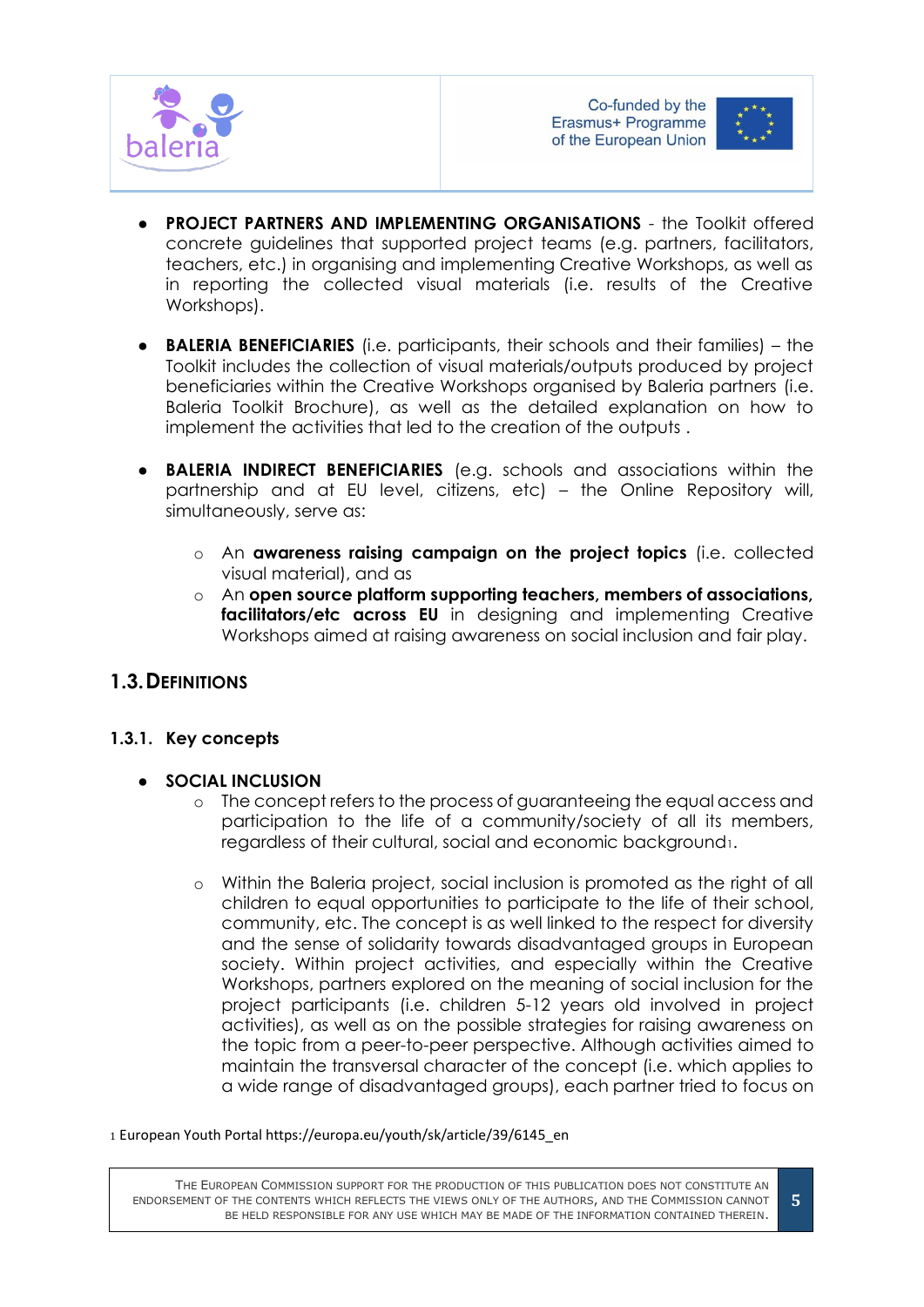- **PROJECT PARTNERS AND IMPLEMENTING ORGANISATIONS** - the Toolkit offered concrete guidelines that supported project teams (e.g. partners, facilitators, teachers, etc.) in organising and implementing Creative Workshops, as well as in reporting the collected visual materials (i.e. results of the Creative Workshops).

- **BALERIA BENEFICIARIES** (i.e. participants, their schools and their families) – the Toolkit includes the collection of visual materials/outputs produced by project beneficiaries within the Creative Workshops organised by Baleria partners (i.e. Baleria Toolkit Brochure), as well as the detailed explanation on how to implement the activities that led to the creation of the outputs .

- **BALERIA INDIRECT BENEFICIARIES** (e.g. schools and associations within the partnership and at EU level, citizens, etc) – the Online Repository will, simultaneously, serve as:
    - An **awareness raising campaign on the project topics** (i.e. collected visual material), and as
    - An **open source platform supporting teachers, members of associations, facilitators/etc across EU** in designing and implementing Creative Workshops aimed at raising awareness on social inclusion and fair play.

## 1.3. DEFINITIONS

### 1.3.1. Key concepts

- **SOCIAL INCLUSION**
    - The concept refers to the process of guaranteeing the equal access and participation to the life of a community/society of all its members, regardless of their cultural, social and economic background[1].

    - Within the Baleria project, social inclusion is promoted as the right of all children to equal opportunities to participate to the life of their school, community, etc. The concept is as well linked to the respect for diversity and the sense of solidarity towards disadvantaged groups in European society. Within project activities, and especially within the Creative Workshops, partners explored on the meaning of social inclusion for the project participants (i.e. children 5-12 years old involved in project activities), as well as on the possible strategies for raising awareness on the topic from a peer-to-peer perspective. Although activities aimed to maintain the transversal character of the concept (i.e. which applies to a wide range of disadvantaged groups), each partner tried to focus on

[1] European Youth Portal https://europa.eu/youth/sk/article/39/6145_en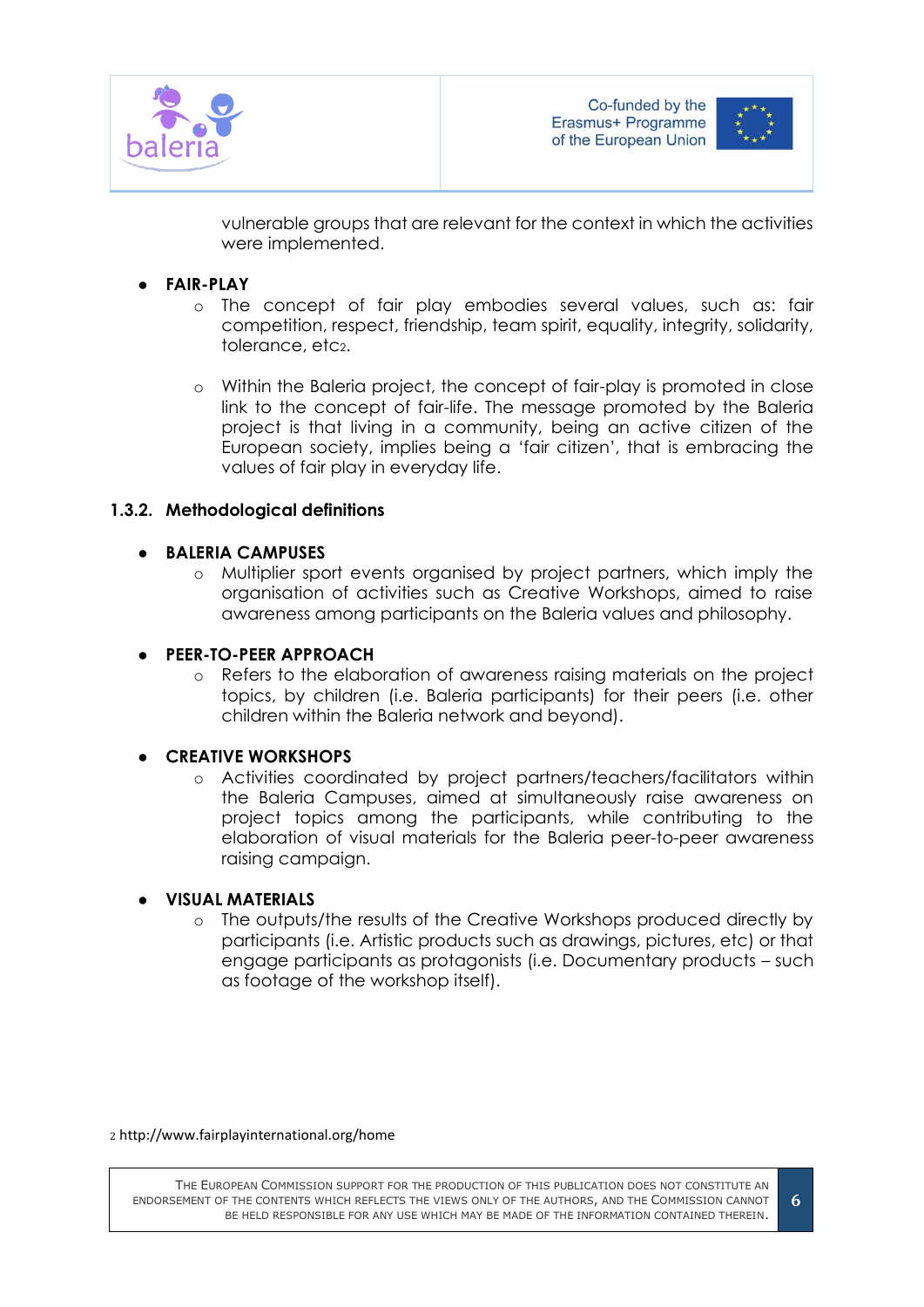vulnerable groups that are relevant for the context in which the activities were implemented.

- **FAIR-PLAY**
  - The concept of fair play embodies several values, such as: fair competition, respect, friendship, team spirit, equality, integrity, solidarity, tolerance, etc[2].
  - Within the Baleria project, the concept of fair-play is promoted in close link to the concept of fair-life. The message promoted by the Baleria project is that living in a community, being an active citizen of the European society, implies being a 'fair citizen', that is embracing the values of fair play in everyday life.

### 1.3.2. Methodological definitions

- **BALERIA CAMPUSES**
  - Multiplier sport events organised by project partners, which imply the organisation of activities such as Creative Workshops, aimed to raise awareness among participants on the Baleria values and philosophy.
- **PEER-TO-PEER APPROACH**
  - Refers to the elaboration of awareness raising materials on the project topics, by children (i.e. Baleria participants) for their peers (i.e. other children within the Baleria network and beyond).
- **CREATIVE WORKSHOPS**
  - Activities coordinated by project partners/teachers/facilitators within the Baleria Campuses, aimed at simultaneously raise awareness on project topics among the participants, while contributing to the elaboration of visual materials for the Baleria peer-to-peer awareness raising campaign.
- **VISUAL MATERIALS**
  - The outputs/the results of the Creative Workshops produced directly by participants (i.e. Artistic products such as drawings, pictures, etc) or that engage participants as protagonists (i.e. Documentary products – such as footage of the workshop itself).

[2] http://www.fairplayinternational.org/home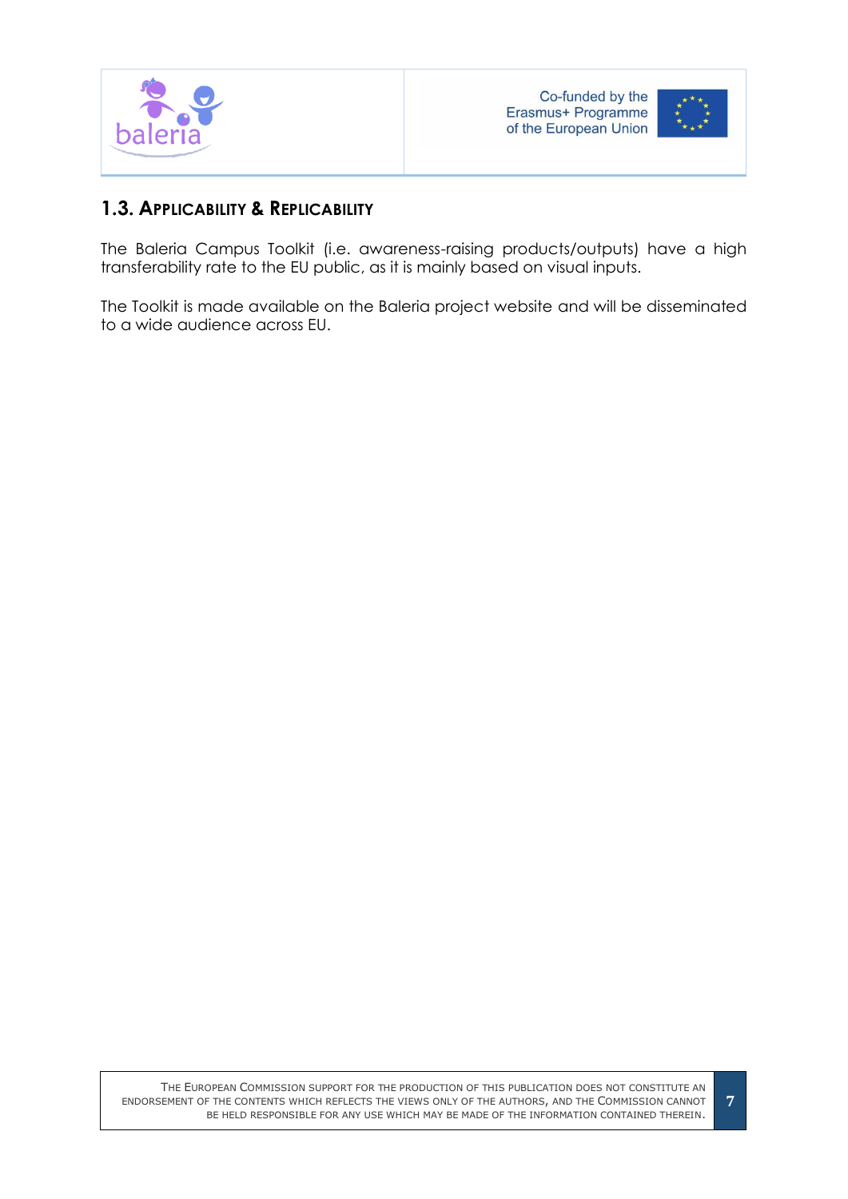## 1.3. Applicability & Replicability

The Baleria Campus Toolkit (i.e. awareness-raising products/outputs) have a high transferability rate to the EU public, as it is mainly based on visual inputs.

The Toolkit is made available on the Baleria project website and will be disseminated to a wide audience across EU.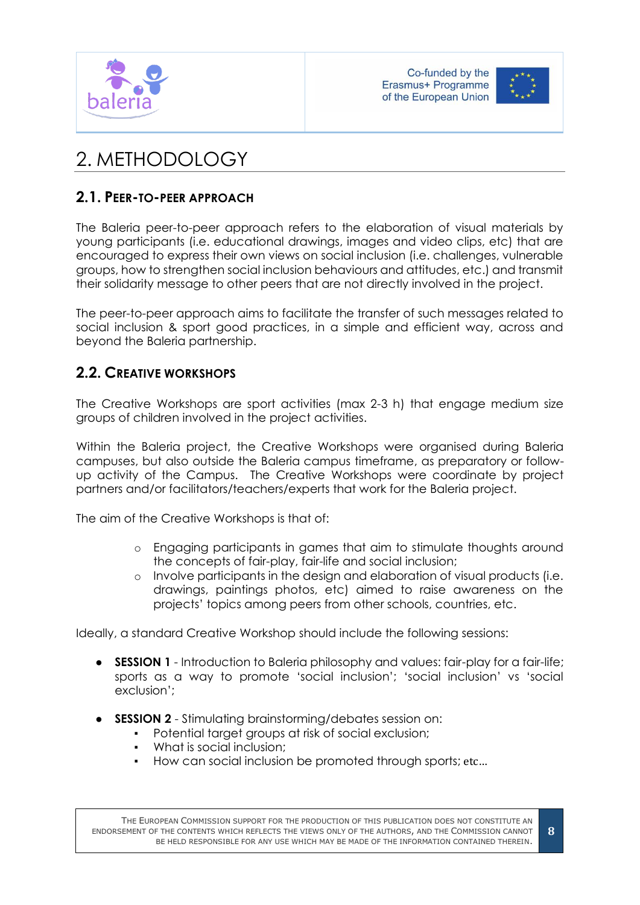# 2. METHODOLOGY

## 2.1. Peer-to-peer approach

The Baleria peer-to-peer approach refers to the elaboration of visual materials by young participants (i.e. educational drawings, images and video clips, etc) that are encouraged to express their own views on social inclusion (i.e. challenges, vulnerable groups, how to strengthen social inclusion behaviours and attitudes, etc.) and transmit their solidarity message to other peers that are not directly involved in the project.

The peer-to-peer approach aims to facilitate the transfer of such messages related to social inclusion & sport good practices, in a simple and efficient way, across and beyond the Baleria partnership.

## 2.2. Creative workshops

The Creative Workshops are sport activities (max 2-3 h) that engage medium size groups of children involved in the project activities.

Within the Baleria project, the Creative Workshops were organised during Baleria campuses, but also outside the Baleria campus timeframe, as preparatory or follow-up activity of the Campus. The Creative Workshops were coordinate by project partners and/or facilitators/teachers/experts that work for the Baleria project.

The aim of the Creative Workshops is that of:

- Engaging participants in games that aim to stimulate thoughts around the concepts of fair-play, fair-life and social inclusion;
- Involve participants in the design and elaboration of visual products (i.e. drawings, paintings photos, etc) aimed to raise awareness on the projects' topics among peers from other schools, countries, etc.

Ideally, a standard Creative Workshop should include the following sessions:

- **SESSION 1** - Introduction to Baleria philosophy and values: fair-play for a fair-life; sports as a way to promote 'social inclusion'; 'social inclusion' vs 'social exclusion';

- **SESSION 2** - Stimulating brainstorming/debates session on:
  - Potential target groups at risk of social exclusion;
  - What is social inclusion;
  - How can social inclusion be promoted through sports; etc...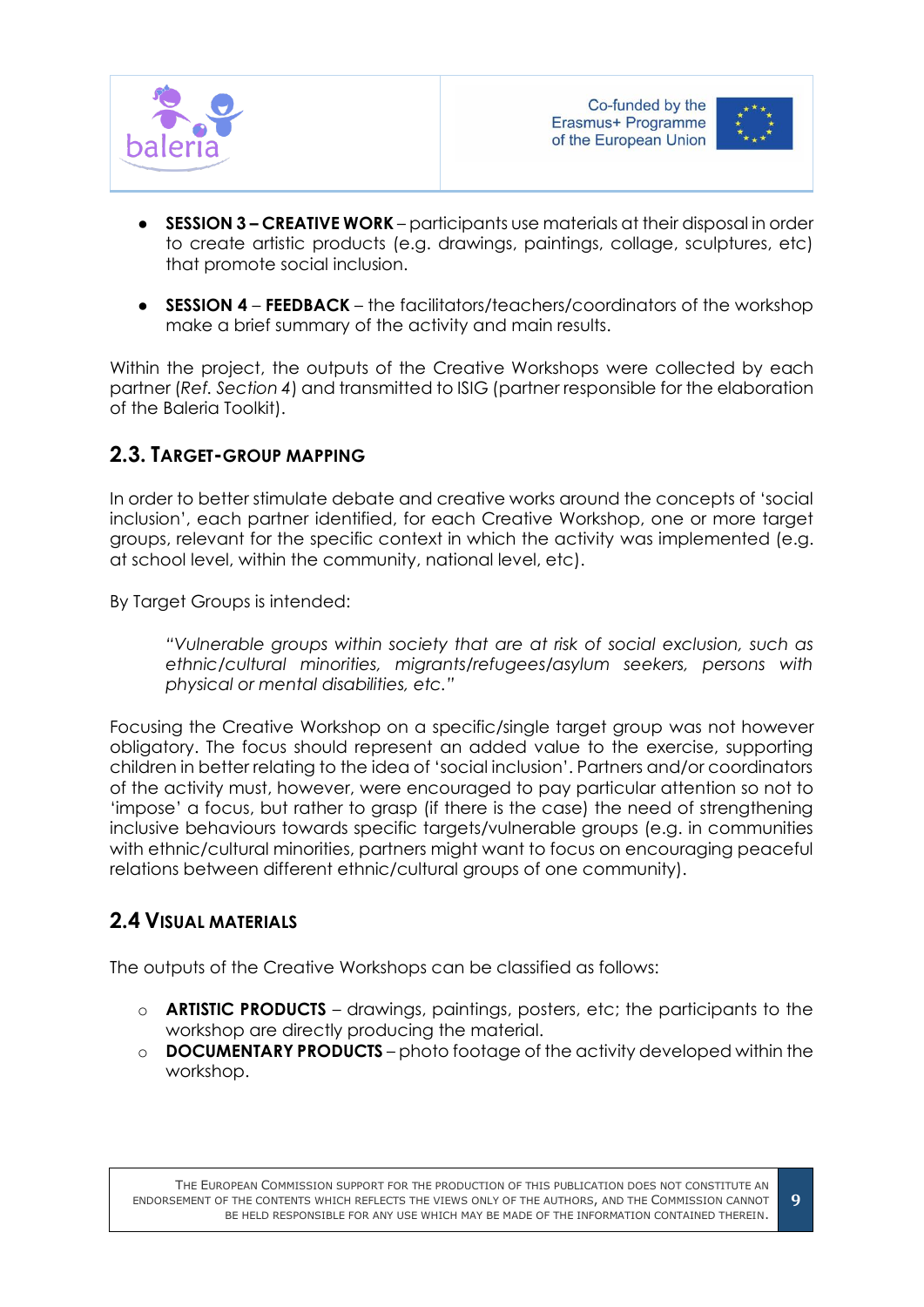- **SESSION 3 – CREATIVE WORK** – participants use materials at their disposal in order to create artistic products (e.g. drawings, paintings, collage, sculptures, etc) that promote social inclusion.

- **SESSION 4** – **FEEDBACK** – the facilitators/teachers/coordinators of the workshop make a brief summary of the activity and main results.

Within the project, the outputs of the Creative Workshops were collected by each partner (*Ref. Section 4*) and transmitted to ISIG (partner responsible for the elaboration of the Baleria Toolkit).

## 2.3. Target-group mapping

In order to better stimulate debate and creative works around the concepts of 'social inclusion', each partner identified, for each Creative Workshop, one or more target groups, relevant for the specific context in which the activity was implemented (e.g. at school level, within the community, national level, etc).

By Target Groups is intended:

> *"Vulnerable groups within society that are at risk of social exclusion, such as ethnic/cultural minorities, migrants/refugees/asylum seekers, persons with physical or mental disabilities, etc."*

Focusing the Creative Workshop on a specific/single target group was not however obligatory. The focus should represent an added value to the exercise, supporting children in better relating to the idea of 'social inclusion'. Partners and/or coordinators of the activity must, however, were encouraged to pay particular attention so not to 'impose' a focus, but rather to grasp (if there is the case) the need of strengthening inclusive behaviours towards specific targets/vulnerable groups (e.g. in communities with ethnic/cultural minorities, partners might want to focus on encouraging peaceful relations between different ethnic/cultural groups of one community).

## 2.4 Visual materials

The outputs of the Creative Workshops can be classified as follows:

- **ARTISTIC PRODUCTS** – drawings, paintings, posters, etc; the participants to the workshop are directly producing the material.
- **DOCUMENTARY PRODUCTS** – photo footage of the activity developed within the workshop.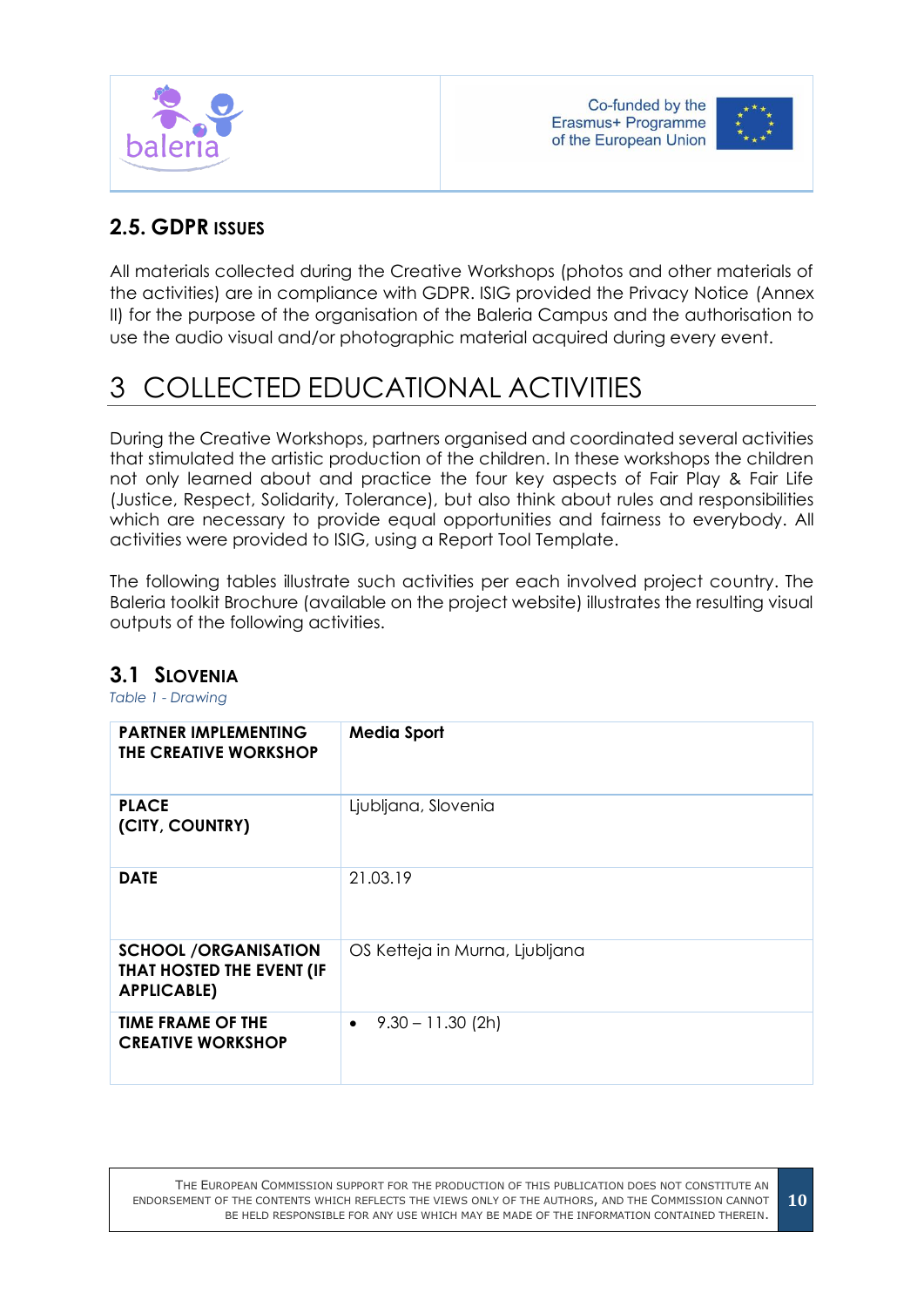## 2.5. GDPR ISSUES

All materials collected during the Creative Workshops (photos and other materials of the activities) are in compliance with GDPR. ISIG provided the Privacy Notice (Annex II) for the purpose of the organisation of the Baleria Campus and the authorisation to use the audio visual and/or photographic material acquired during every event.

# 3 COLLECTED EDUCATIONAL ACTIVITIES

During the Creative Workshops, partners organised and coordinated several activities that stimulated the artistic production of the children. In these workshops the children not only learned about and practice the four key aspects of Fair Play & Fair Life (Justice, Respect, Solidarity, Tolerance), but also think about rules and responsibilities which are necessary to provide equal opportunities and fairness to everybody. All activities were provided to ISIG, using a Report Tool Template.

The following tables illustrate such activities per each involved project country. The Baleria toolkit Brochure (available on the project website) illustrates the resulting visual outputs of the following activities.

## 3.1 SLOVENIA

*Table 1 - Drawing*

| PARTNER IMPLEMENTING THE CREATIVE WORKSHOP | **Media Sport** |
|---|---|
| **PLACE (CITY, COUNTRY)** | Ljubljana, Slovenia |
| **DATE** | 21.03.19 |
| **SCHOOL /ORGANISATION THAT HOSTED THE EVENT (IF APPLICABLE)** | OS Ketteja in Murna, Ljubljana |
| **TIME FRAME OF THE CREATIVE WORKSHOP** | • 9.30 – 11.30 (2h) |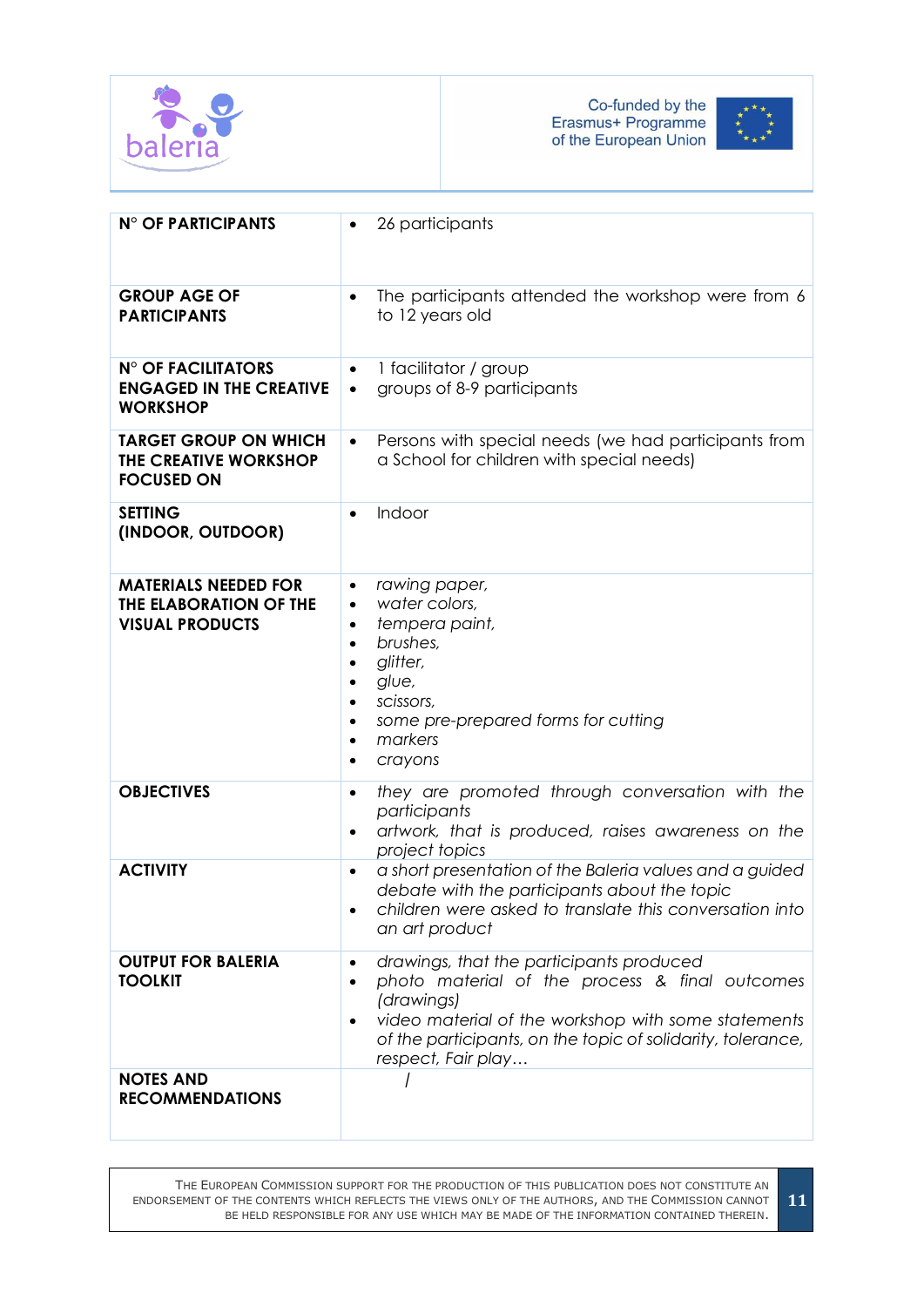| | |
|---|---|
| **N° OF PARTICIPANTS** | • 26 participants |
| **GROUP AGE OF PARTICIPANTS** | • The participants attended the workshop were from 6 to 12 years old |
| **N° OF FACILITATORS ENGAGED IN THE CREATIVE WORKSHOP** | • 1 facilitator / group<br>• groups of 8-9 participants |
| **TARGET GROUP ON WHICH THE CREATIVE WORKSHOP FOCUSED ON** | • Persons with special needs (we had participants from a School for children with special needs) |
| **SETTING (INDOOR, OUTDOOR)** | • Indoor |
| **MATERIALS NEEDED FOR THE ELABORATION OF THE VISUAL PRODUCTS** | • *rawing paper,*<br>• *water colors,*<br>• *tempera paint,*<br>• *brushes,*<br>• *glitter,*<br>• *glue,*<br>• *scissors,*<br>• *some pre-prepared forms for cutting*<br>• *markers*<br>• *crayons* |
| **OBJECTIVES** | • *they are promoted through conversation with the participants*<br>• *artwork, that is produced, raises awareness on the project topics* |
| **ACTIVITY** | • *a short presentation of the Baleria values and a guided debate with the participants about the topic*<br>• *children were asked to translate this conversation into an art product* |
| **OUTPUT FOR BALERIA TOOLKIT** | • *drawings, that the participants produced*<br>• *photo material of the process & final outcomes (drawings)*<br>• *video material of the workshop with some statements of the participants, on the topic of solidarity, tolerance, respect, Fair play…* |
| **NOTES AND RECOMMENDATIONS** | / |

The European Commission support for the production of this publication does not constitute an endorsement of the contents which reflects the views only of the authors, and the Commission cannot be held responsible for any use which may be made of the information contained therein.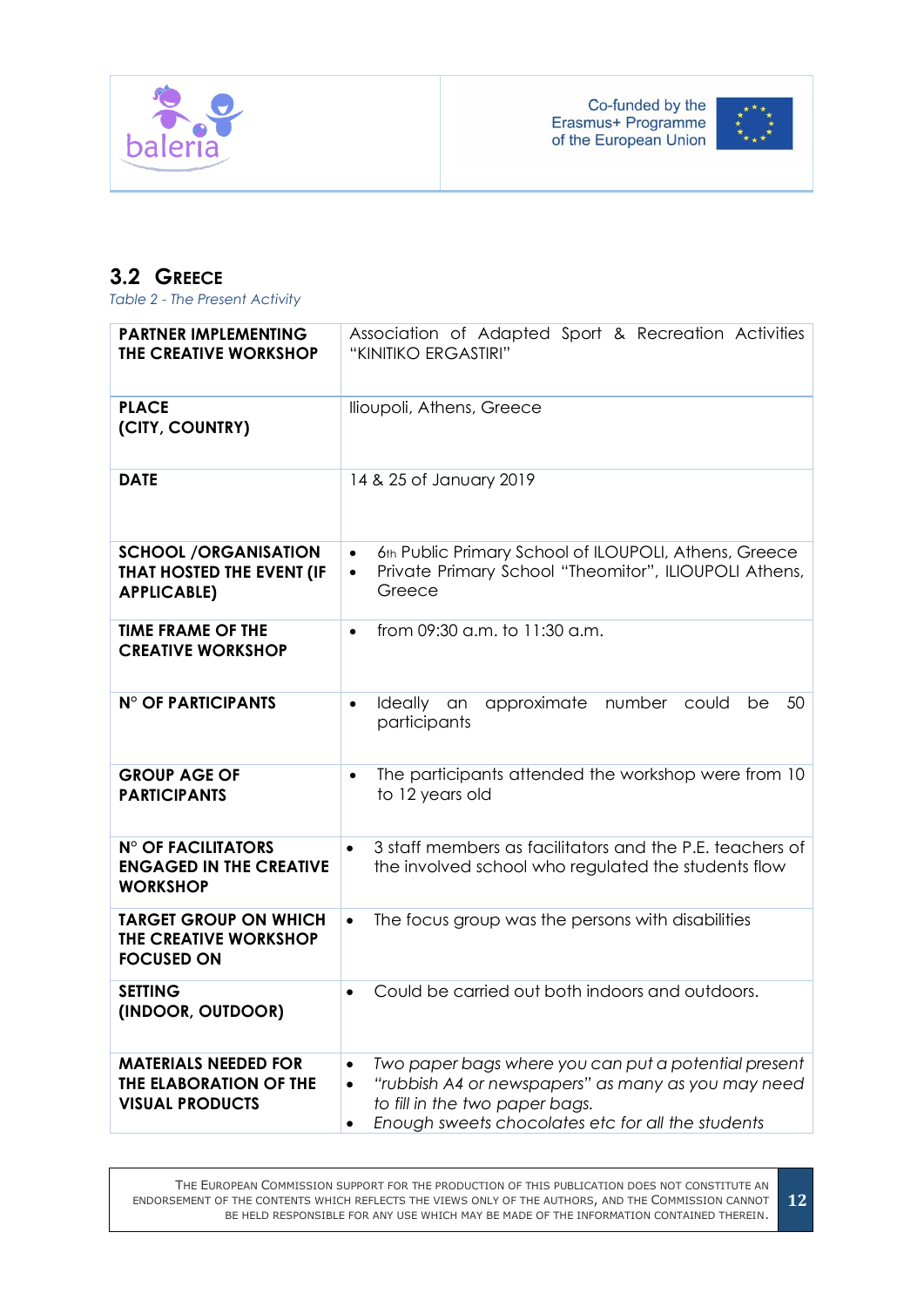## 3.2 Greece

*Table 2 - The Present Activity*

| | |
|---|---|
| **PARTNER IMPLEMENTING THE CREATIVE WORKSHOP** | Association of Adapted Sport & Recreation Activities "KINITIKO ERGASTIRI" |
| **PLACE (CITY, COUNTRY)** | Ilioupoli, Athens, Greece |
| **DATE** | 14 & 25 of January 2019 |
| **SCHOOL /ORGANISATION THAT HOSTED THE EVENT (IF APPLICABLE)** | • 6th Public Primary School of ILOUPOLI, Athens, Greece<br>• Private Primary School "Theomitor", ILIOUPOLI Athens, Greece |
| **TIME FRAME OF THE CREATIVE WORKSHOP** | • from 09:30 a.m. to 11:30 a.m. |
| **N° OF PARTICIPANTS** | • Ideally an approximate number could be 50 participants |
| **GROUP AGE OF PARTICIPANTS** | • The participants attended the workshop were from 10 to 12 years old |
| **N° OF FACILITATORS ENGAGED IN THE CREATIVE WORKSHOP** | • 3 staff members as facilitators and the P.E. teachers of the involved school who regulated the students flow |
| **TARGET GROUP ON WHICH THE CREATIVE WORKSHOP FOCUSED ON** | • The focus group was the persons with disabilities |
| **SETTING (INDOOR, OUTDOOR)** | • Could be carried out both indoors and outdoors. |
| **MATERIALS NEEDED FOR THE ELABORATION OF THE VISUAL PRODUCTS** | • *Two paper bags where you can put a potential present*<br>• *"rubbish A4 or newspapers" as many as you may need to fill in the two paper bags.*<br>• *Enough sweets chocolates etc for all the students* |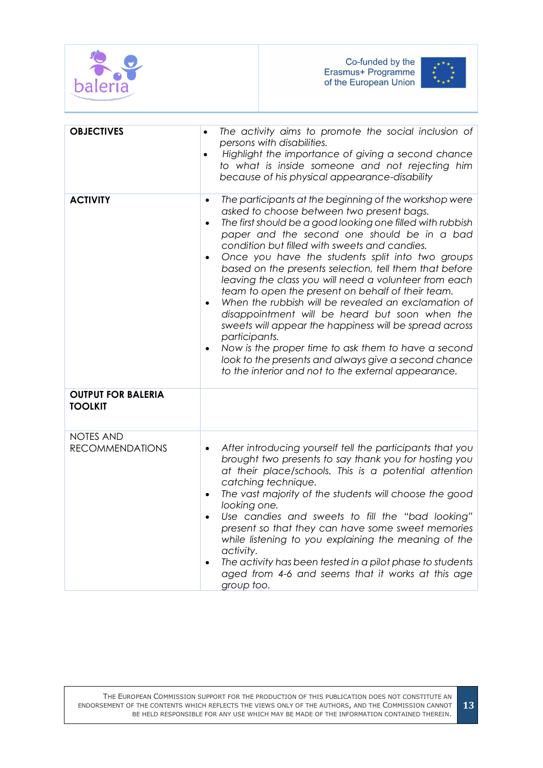| **OBJECTIVES** | • *The activity aims to promote the social inclusion of persons with disabilities.*<br>• *Highlight the importance of giving a second chance to what is inside someone and not rejecting him because of his physical appearance-disability* |
|---|---|
| **ACTIVITY** | • *The participants at the beginning of the workshop were asked to choose between two present bags.*<br>• *The first should be a good looking one filled with rubbish paper and the second one should be in a bad condition but filled with sweets and candies.*<br>• *Once you have the students split into two groups based on the presents selection, tell them that before leaving the class you will need a volunteer from each team to open the present on behalf of their team.*<br>• *When the rubbish will be revealed an exclamation of disappointment will be heard but soon when the sweets will appear the happiness will be spread across participants.*<br>• *Now is the proper time to ask them to have a second look to the presents and always give a second chance to the interior and not to the external appearance.* |
| **OUTPUT FOR BALERIA TOOLKIT** | |
| NOTES AND RECOMMENDATIONS | • *After introducing yourself tell the participants that you brought two presents to say thank you for hosting you at their place/schools. This is a potential attention catching technique.*<br>• *The vast majority of the students will choose the good looking one.*<br>• *Use candies and sweets to fill the "bad looking" present so that they can have some sweet memories while listening to you explaining the meaning of the activity.*<br>• *The activity has been tested in a pilot phase to students aged from 4-6 and seems that it works at this age group too.* |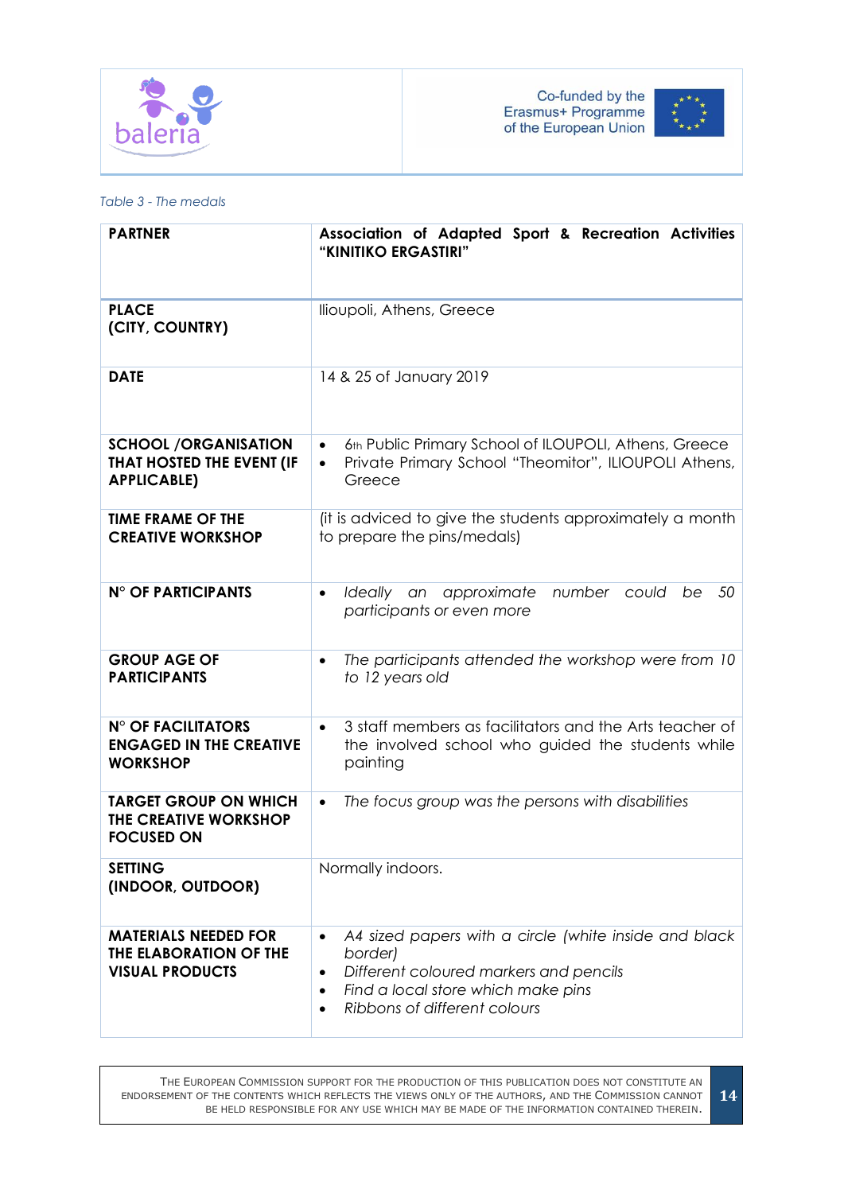*Table 3 - The medals*

| **PARTNER** | **Association of Adapted Sport & Recreation Activities "KINITIKO ERGASTIRI"** |
|---|---|
| **PLACE (CITY, COUNTRY)** | Ilioupoli, Athens, Greece |
| **DATE** | 14 & 25 of January 2019 |
| **SCHOOL /ORGANISATION THAT HOSTED THE EVENT (IF APPLICABLE)** | • 6th Public Primary School of ILOUPOLI, Athens, Greece<br>• Private Primary School "Theomitor", ILIOUPOLI Athens, Greece |
| **TIME FRAME OF THE CREATIVE WORKSHOP** | (it is adviced to give the students approximately a month to prepare the pins/medals) |
| **N° OF PARTICIPANTS** | • *Ideally an approximate number could be 50 participants or even more* |
| **GROUP AGE OF PARTICIPANTS** | • *The participants attended the workshop were from 10 to 12 years old* |
| **N° OF FACILITATORS ENGAGED IN THE CREATIVE WORKSHOP** | • 3 staff members as facilitators and the Arts teacher of the involved school who guided the students while painting |
| **TARGET GROUP ON WHICH THE CREATIVE WORKSHOP FOCUSED ON** | • *The focus group was the persons with disabilities* |
| **SETTING (INDOOR, OUTDOOR)** | Normally indoors. |
| **MATERIALS NEEDED FOR THE ELABORATION OF THE VISUAL PRODUCTS** | • *A4 sized papers with a circle (white inside and black border)*<br>• *Different coloured markers and pencils*<br>• *Find a local store which make pins*<br>• *Ribbons of different colours* |

The European Commission support for the production of this publication does not constitute an endorsement of the contents which reflects the views only of the authors, and the Commission cannot be held responsible for any use which may be made of the information contained therein.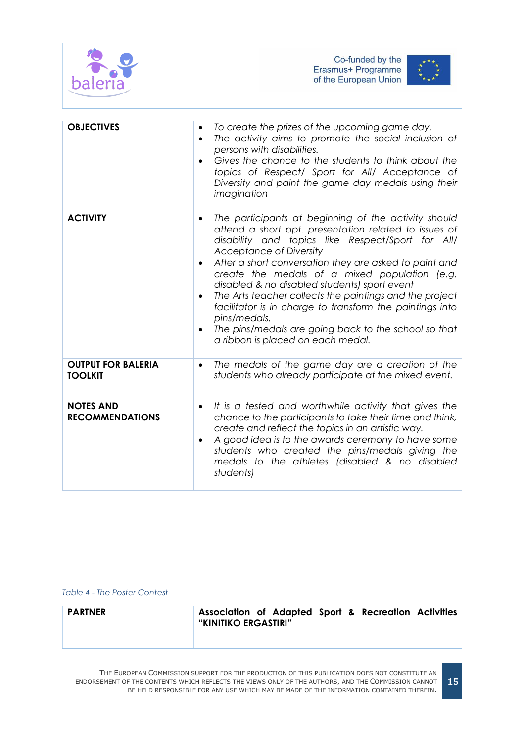| | |
|---|---|
| **OBJECTIVES** | • *To create the prizes of the upcoming game day.*<br>• *The activity aims to promote the social inclusion of persons with disabilities.*<br>• *Gives the chance to the students to think about the topics of Respect/ Sport for All/ Acceptance of Diversity and paint the game day medals using their imagination* |
| **ACTIVITY** | • *The participants at beginning of the activity should attend a short ppt. presentation related to issues of disability and topics like Respect/Sport for All/ Acceptance of Diversity*<br>• *After a short conversation they are asked to paint and create the medals of a mixed population (e.g. disabled & no disabled students) sport event*<br>• *The Arts teacher collects the paintings and the project facilitator is in charge to transform the paintings into pins/medals.*<br>• *The pins/medals are going back to the school so that a ribbon is placed on each medal.* |
| **OUTPUT FOR BALERIA TOOLKIT** | • *The medals of the game day are a creation of the students who already participate at the mixed event.* |
| **NOTES AND RECOMMENDATIONS** | • *It is a tested and worthwhile activity that gives the chance to the participants to take their time and think, create and reflect the topics in an artistic way.*<br>• *A good idea is to the awards ceremony to have some students who created the pins/medals giving the medals to the athletes (disabled & no disabled students)* |

*Table 4 - The Poster Contest*

| | |
|---|---|
| **PARTNER** | **Association of Adapted Sport & Recreation Activities "KINITIKO ERGASTIRI"** |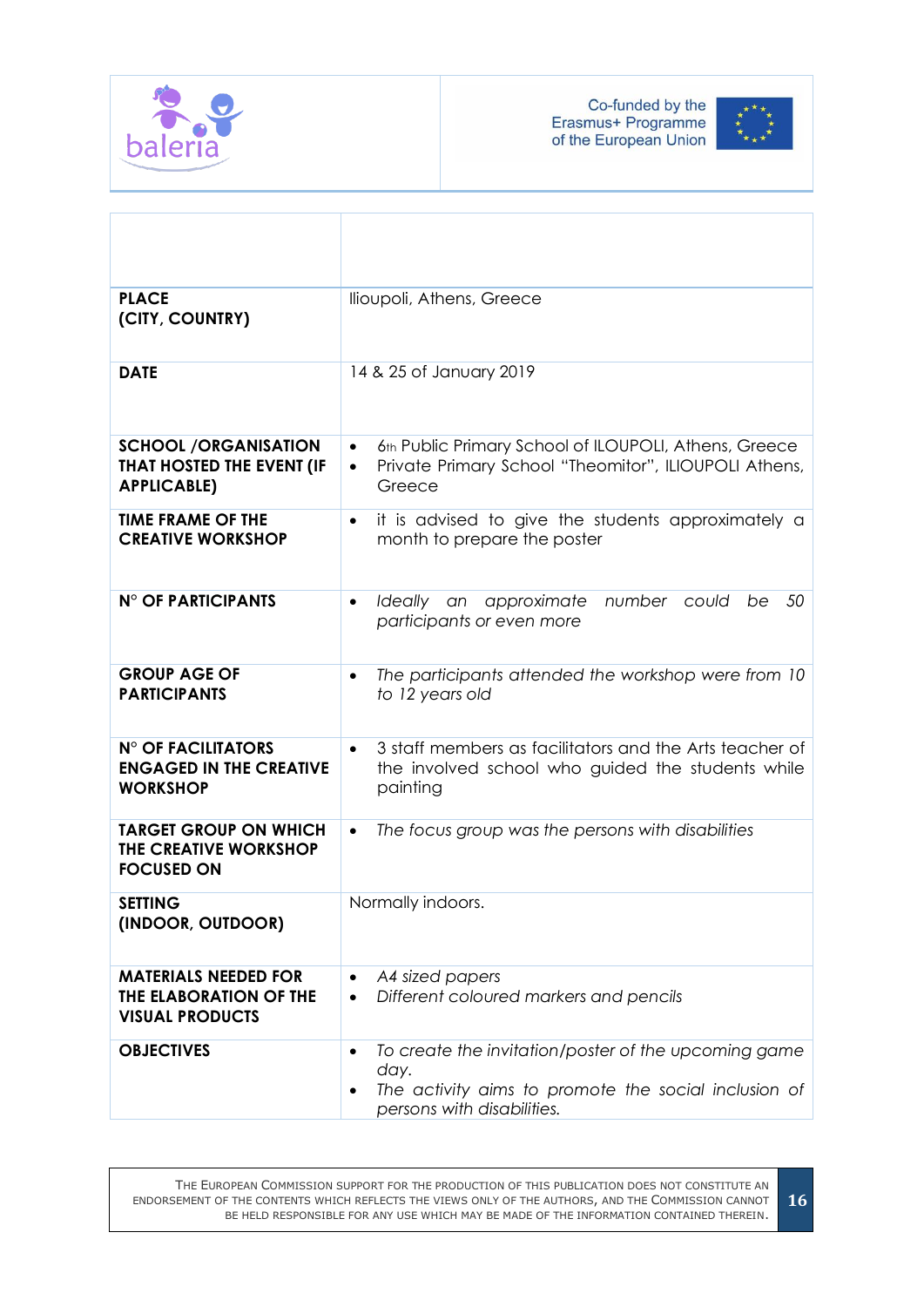| | |
|---|---|
| **PLACE (CITY, COUNTRY)** | Ilioupoli, Athens, Greece |
| **DATE** | 14 & 25 of January 2019 |
| **SCHOOL /ORGANISATION THAT HOSTED THE EVENT (IF APPLICABLE)** | • 6th Public Primary School of ILOUPOLI, Athens, Greece<br>• Private Primary School "Theomitor", ILIOUPOLI Athens, Greece |
| **TIME FRAME OF THE CREATIVE WORKSHOP** | • it is advised to give the students approximately a month to prepare the poster |
| **N° OF PARTICIPANTS** | • *Ideally an approximate number could be 50 participants or even more* |
| **GROUP AGE OF PARTICIPANTS** | • *The participants attended the workshop were from 10 to 12 years old* |
| **N° OF FACILITATORS ENGAGED IN THE CREATIVE WORKSHOP** | • 3 staff members as facilitators and the Arts teacher of the involved school who guided the students while painting |
| **TARGET GROUP ON WHICH THE CREATIVE WORKSHOP FOCUSED ON** | • *The focus group was the persons with disabilities* |
| **SETTING (INDOOR, OUTDOOR)** | Normally indoors. |
| **MATERIALS NEEDED FOR THE ELABORATION OF THE VISUAL PRODUCTS** | • *A4 sized papers*<br>• *Different coloured markers and pencils* |
| **OBJECTIVES** | • *To create the invitation/poster of the upcoming game day.*<br>• *The activity aims to promote the social inclusion of persons with disabilities.* |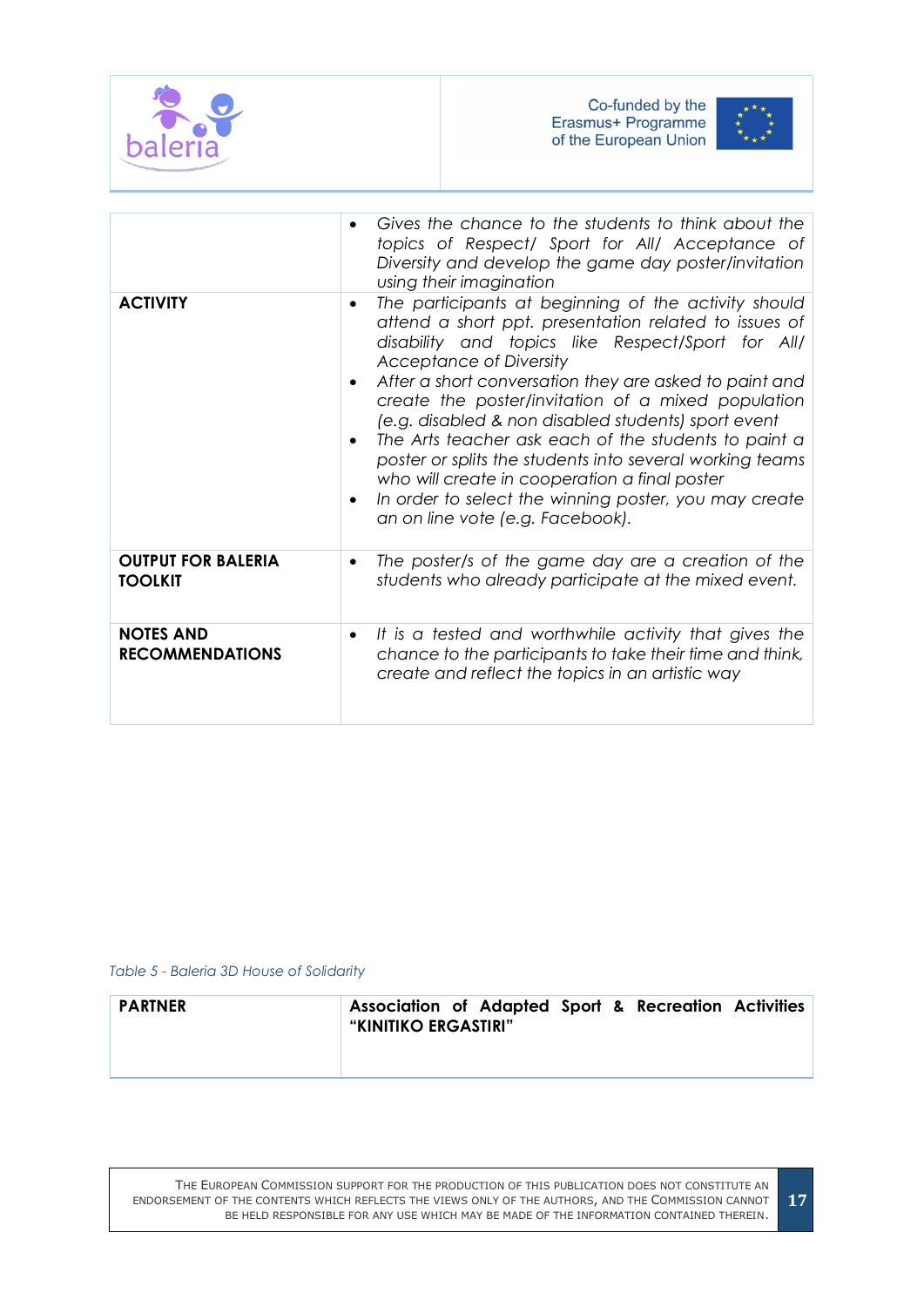| | |
|---|---|
| | • *Gives the chance to the students to think about the topics of Respect/ Sport for All/ Acceptance of Diversity and develop the game day poster/invitation using their imagination* |
| **ACTIVITY** | • *The participants at beginning of the activity should attend a short ppt. presentation related to issues of disability and topics like Respect/Sport for All/ Acceptance of Diversity*<br>• *After a short conversation they are asked to paint and create the poster/invitation of a mixed population (e.g. disabled & non disabled students) sport event*<br>• *The Arts teacher ask each of the students to paint a poster or splits the students into several working teams who will create in cooperation a final poster*<br>• *In order to select the winning poster, you may create an on line vote (e.g. Facebook).* |
| **OUTPUT FOR BALERIA TOOLKIT** | • *The poster/s of the game day are a creation of the students who already participate at the mixed event.* |
| **NOTES AND RECOMMENDATIONS** | • *It is a tested and worthwhile activity that gives the chance to the participants to take their time and think, create and reflect the topics in an artistic way* |

*Table 5 - Baleria 3D House of Solidarity*

| | |
|---|---|
| **PARTNER** | **Association of Adapted Sport & Recreation Activities "KINITIKO ERGASTIRI"** |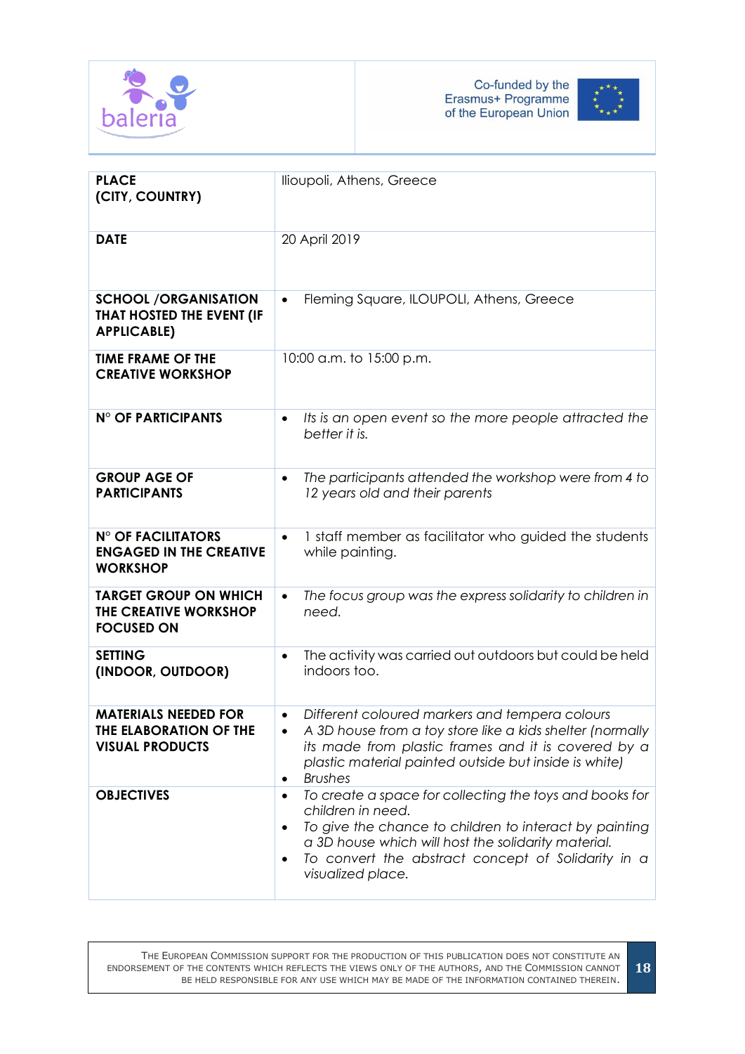| PLACE (CITY, COUNTRY) | Ilioupoli, Athens, Greece |
|---|---|
| DATE | 20 April 2019 |
| SCHOOL /ORGANISATION THAT HOSTED THE EVENT (IF APPLICABLE) | • Fleming Square, ILOUPOLI, Athens, Greece |
| TIME FRAME OF THE CREATIVE WORKSHOP | 10:00 a.m. to 15:00 p.m. |
| N° OF PARTICIPANTS | • *Its is an open event so the more people attracted the better it is.* |
| GROUP AGE OF PARTICIPANTS | • *The participants attended the workshop were from 4 to 12 years old and their parents* |
| N° OF FACILITATORS ENGAGED IN THE CREATIVE WORKSHOP | • 1 staff member as facilitator who guided the students while painting. |
| TARGET GROUP ON WHICH THE CREATIVE WORKSHOP FOCUSED ON | • *The focus group was the express solidarity to children in need.* |
| SETTING (INDOOR, OUTDOOR) | • The activity was carried out outdoors but could be held indoors too. |
| MATERIALS NEEDED FOR THE ELABORATION OF THE VISUAL PRODUCTS | • *Different coloured markers and tempera colours*<br>• *A 3D house from a toy store like a kids shelter (normally its made from plastic frames and it is covered by a plastic material painted outside but inside is white)*<br>• *Brushes* |
| OBJECTIVES | • *To create a space for collecting the toys and books for children in need.*<br>• *To give the chance to children to interact by painting a 3D house which will host the solidarity material.*<br>• *To convert the abstract concept of Solidarity in a visualized place.* |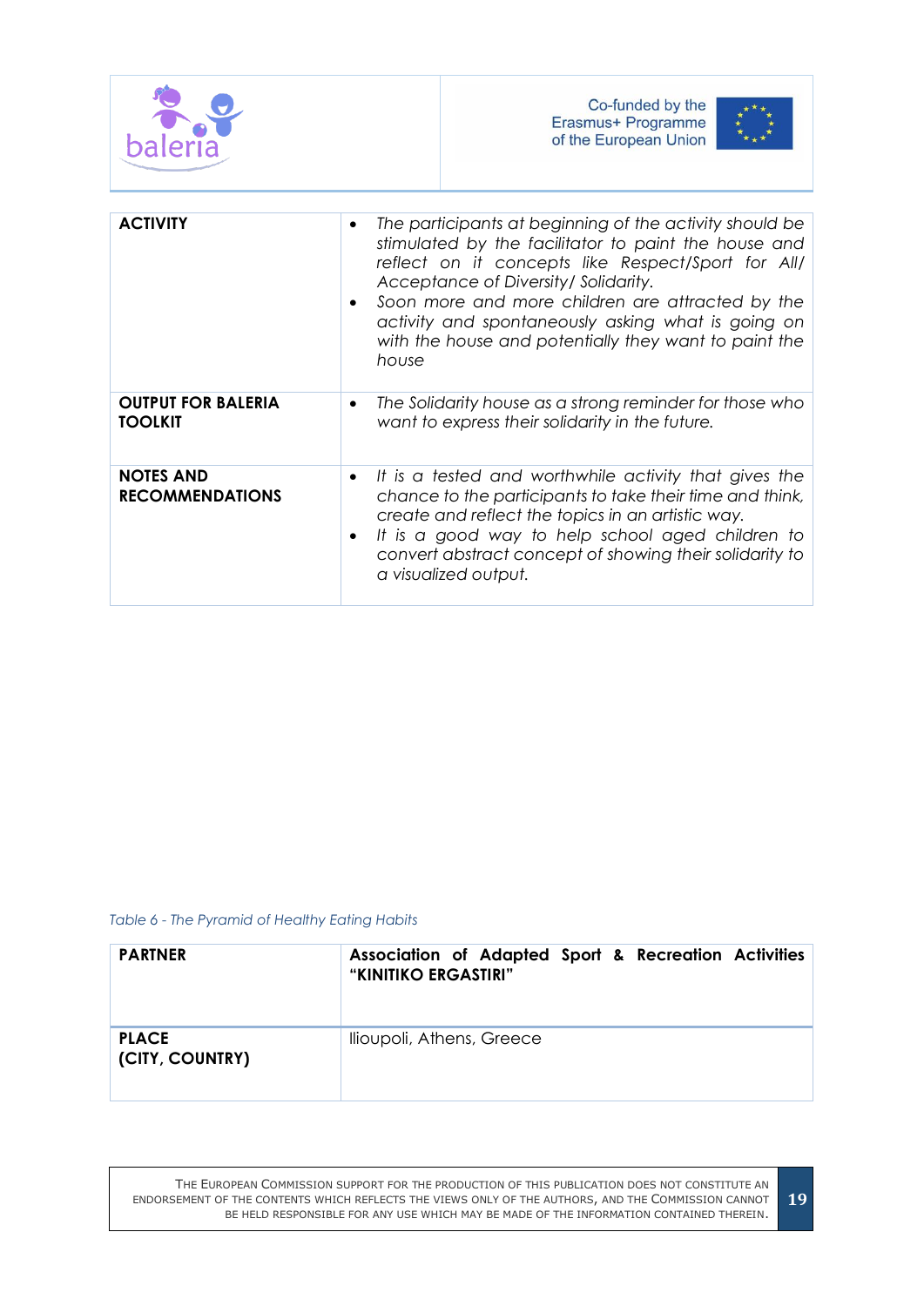| ACTIVITY | • *The participants at beginning of the activity should be stimulated by the facilitator to paint the house and reflect on it concepts like Respect/Sport for All/ Acceptance of Diversity/ Solidarity.*<br>• *Soon more and more children are attracted by the activity and spontaneously asking what is going on with the house and potentially they want to paint the house* |
|---|---|
| **OUTPUT FOR BALERIA TOOLKIT** | • *The Solidarity house as a strong reminder for those who want to express their solidarity in the future.* |
| **NOTES AND RECOMMENDATIONS** | • *It is a tested and worthwhile activity that gives the chance to the participants to take their time and think, create and reflect the topics in an artistic way.*<br>• *It is a good way to help school aged children to convert abstract concept of showing their solidarity to a visualized output.* |

*Table 6 - The Pyramid of Healthy Eating Habits*

| PARTNER | Association of Adapted Sport & Recreation Activities "KINITIKO ERGASTIRI" |
|---|---|
| **PLACE (CITY, COUNTRY)** | Ilioupoli, Athens, Greece |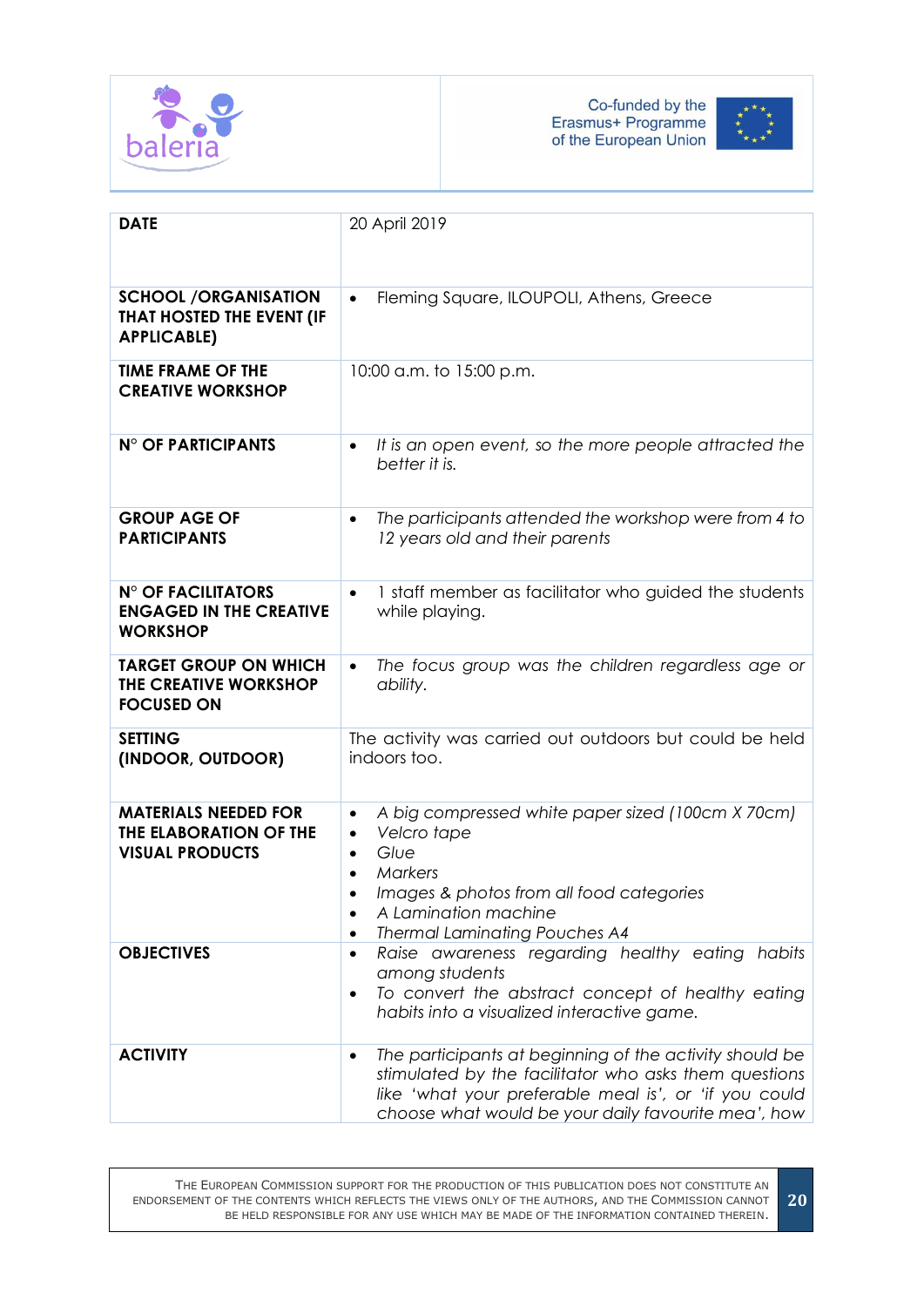| DATE | 20 April 2019 |
| --- | --- |
| **SCHOOL /ORGANISATION THAT HOSTED THE EVENT (IF APPLICABLE)** | • Fleming Square, ILOUPOLI, Athens, Greece |
| **TIME FRAME OF THE CREATIVE WORKSHOP** | 10:00 a.m. to 15:00 p.m. |
| **N° OF PARTICIPANTS** | • *It is an open event, so the more people attracted the better it is.* |
| **GROUP AGE OF PARTICIPANTS** | • *The participants attended the workshop were from 4 to 12 years old and their parents* |
| **N° OF FACILITATORS ENGAGED IN THE CREATIVE WORKSHOP** | • 1 staff member as facilitator who guided the students while playing. |
| **TARGET GROUP ON WHICH THE CREATIVE WORKSHOP FOCUSED ON** | • *The focus group was the children regardless age or ability.* |
| **SETTING (INDOOR, OUTDOOR)** | The activity was carried out outdoors but could be held indoors too. |
| **MATERIALS NEEDED FOR THE ELABORATION OF THE VISUAL PRODUCTS** | • *A big compressed white paper sized (100cm X 70cm)*<br>• *Velcro tape*<br>• *Glue*<br>• *Markers*<br>• *Images & photos from all food categories*<br>• *A Lamination machine*<br>• *Thermal Laminating Pouches A4* |
| **OBJECTIVES** | • *Raise awareness regarding healthy eating habits among students*<br>• *To convert the abstract concept of healthy eating habits into a visualized interactive game.* |
| **ACTIVITY** | • *The participants at beginning of the activity should be stimulated by the facilitator who asks them questions like 'what your preferable meal is', or 'if you could choose what would be your daily favourite mea', how* |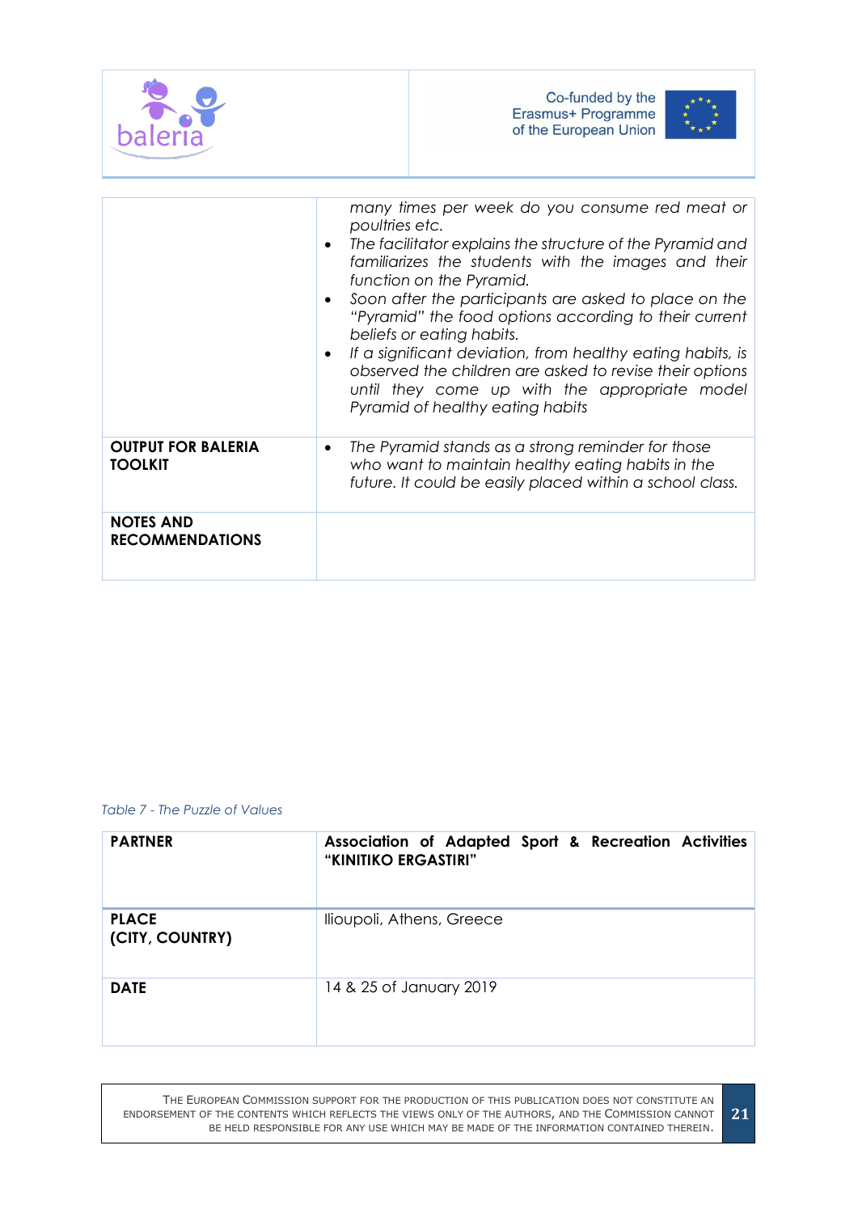| | |
|---|---|
| | *many times per week do you consume red meat or poultries etc.* <br>• *The facilitator explains the structure of the Pyramid and familiarizes the students with the images and their function on the Pyramid.* <br>• *Soon after the participants are asked to place on the "Pyramid" the food options according to their current beliefs or eating habits.* <br>• *If a significant deviation, from healthy eating habits, is observed the children are asked to revise their options until they come up with the appropriate model Pyramid of healthy eating habits* |
| **OUTPUT FOR BALERIA TOOLKIT** | • *The Pyramid stands as a strong reminder for those who want to maintain healthy eating habits in the future. It could be easily placed within a school class.* |
| **NOTES AND RECOMMENDATIONS** | |

*Table 7 - The Puzzle of Values*

| **PARTNER** | **Association of Adapted Sport & Recreation Activities "KINITIKO ERGASTIRI"** |
|---|---|
| **PLACE (CITY, COUNTRY)** | Ilioupoli, Athens, Greece |
| **DATE** | 14 & 25 of January 2019 |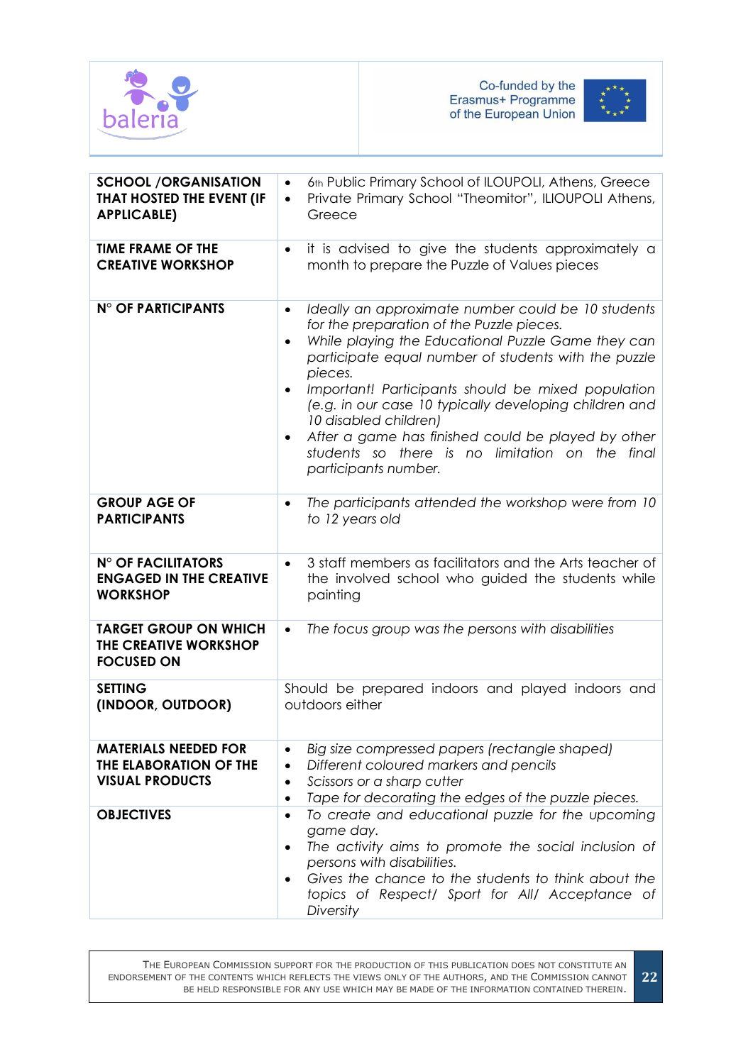| | |
|---|---|
| **SCHOOL /ORGANISATION THAT HOSTED THE EVENT (IF APPLICABLE)** | • 6th Public Primary School of ILOUPOLI, Athens, Greece<br>• Private Primary School "Theomitor", ILIOUPOLI Athens, Greece |
| **TIME FRAME OF THE CREATIVE WORKSHOP** | • it is advised to give the students approximately a month to prepare the Puzzle of Values pieces |
| **N° OF PARTICIPANTS** | • *Ideally an approximate number could be 10 students for the preparation of the Puzzle pieces.*<br>• *While playing the Educational Puzzle Game they can participate equal number of students with the puzzle pieces.*<br>• *Important! Participants should be mixed population (e.g. in our case 10 typically developing children and 10 disabled children)*<br>• *After a game has finished could be played by other students so there is no limitation on the final participants number.* |
| **GROUP AGE OF PARTICIPANTS** | • *The participants attended the workshop were from 10 to 12 years old* |
| **N° OF FACILITATORS ENGAGED IN THE CREATIVE WORKSHOP** | • 3 staff members as facilitators and the Arts teacher of the involved school who guided the students while painting |
| **TARGET GROUP ON WHICH THE CREATIVE WORKSHOP FOCUSED ON** | • *The focus group was the persons with disabilities* |
| **SETTING (INDOOR, OUTDOOR)** | Should be prepared indoors and played indoors and outdoors either |
| **MATERIALS NEEDED FOR THE ELABORATION OF THE VISUAL PRODUCTS** | • *Big size compressed papers (rectangle shaped)*<br>• *Different coloured markers and pencils*<br>• *Scissors or a sharp cutter*<br>• *Tape for decorating the edges of the puzzle pieces.* |
| **OBJECTIVES** | • *To create and educational puzzle for the upcoming game day.*<br>• *The activity aims to promote the social inclusion of persons with disabilities.*<br>• *Gives the chance to the students to think about the topics of Respect/ Sport for All/ Acceptance of Diversity* |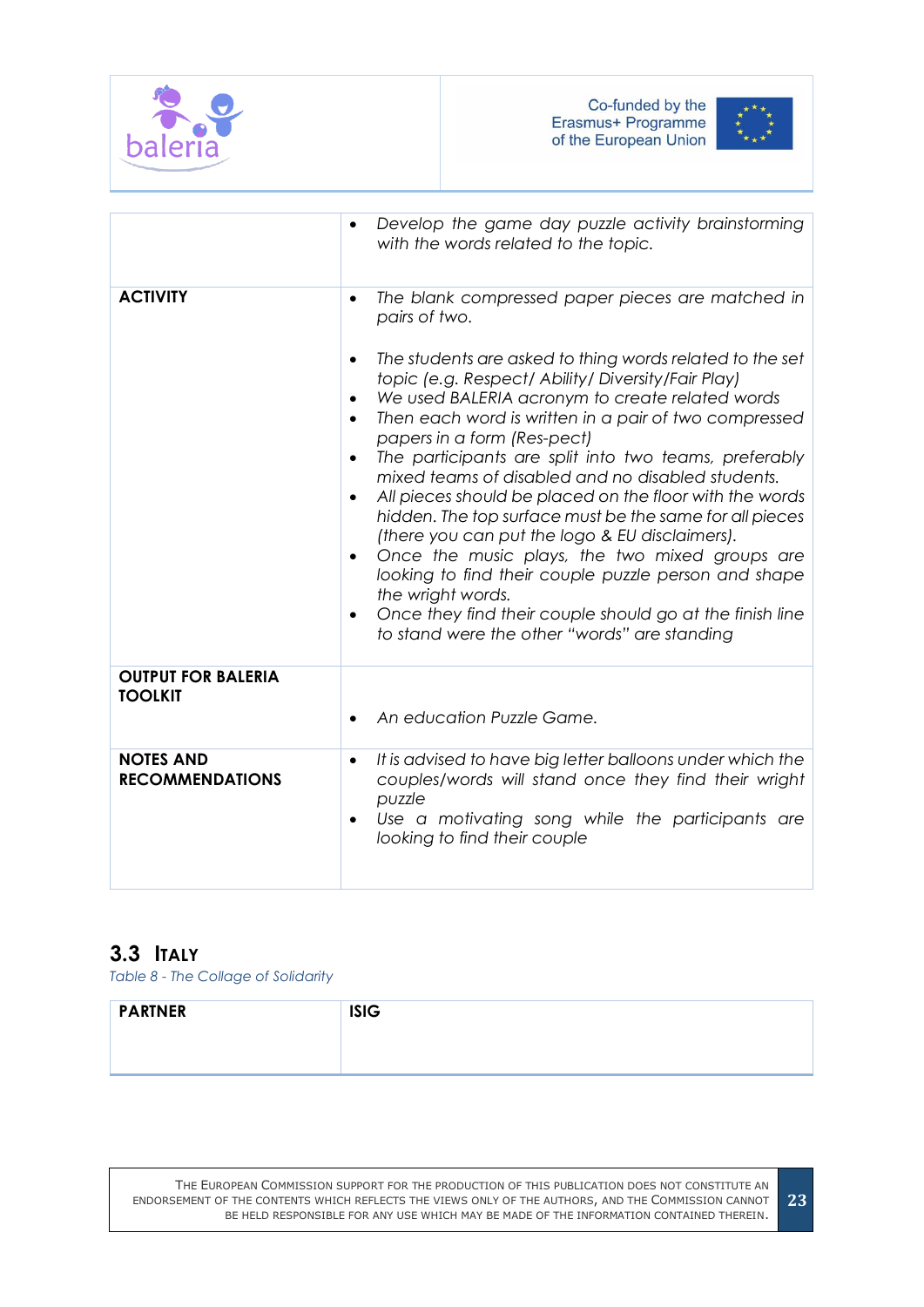| | |
|---|---|
| | • *Develop the game day puzzle activity brainstorming with the words related to the topic.* |
| **ACTIVITY** | • *The blank compressed paper pieces are matched in pairs of two.*<br><br>• *The students are asked to thing words related to the set topic (e.g. Respect/ Ability/ Diversity/Fair Play)*<br>• *We used BALERIA acronym to create related words*<br>• *Then each word is written in a pair of two compressed papers in a form (Res-pect)*<br>• *The participants are split into two teams, preferably mixed teams of disabled and no disabled students.*<br>• *All pieces should be placed on the floor with the words hidden. The top surface must be the same for all pieces (there you can put the logo & EU disclaimers).*<br>• *Once the music plays, the two mixed groups are looking to find their couple puzzle person and shape the wright words.*<br>• *Once they find their couple should go at the finish line to stand were the other "words" are standing* |
| **OUTPUT FOR BALERIA TOOLKIT** | • *An education Puzzle Game.* |
| **NOTES AND RECOMMENDATIONS** | • *It is advised to have big letter balloons under which the couples/words will stand once they find their wright puzzle*<br>• *Use a motivating song while the participants are looking to find their couple* |

## 3.3 Italy

*Table 8 - The Collage of Solidarity*

| **PARTNER** | **ISIG** |
|---|---|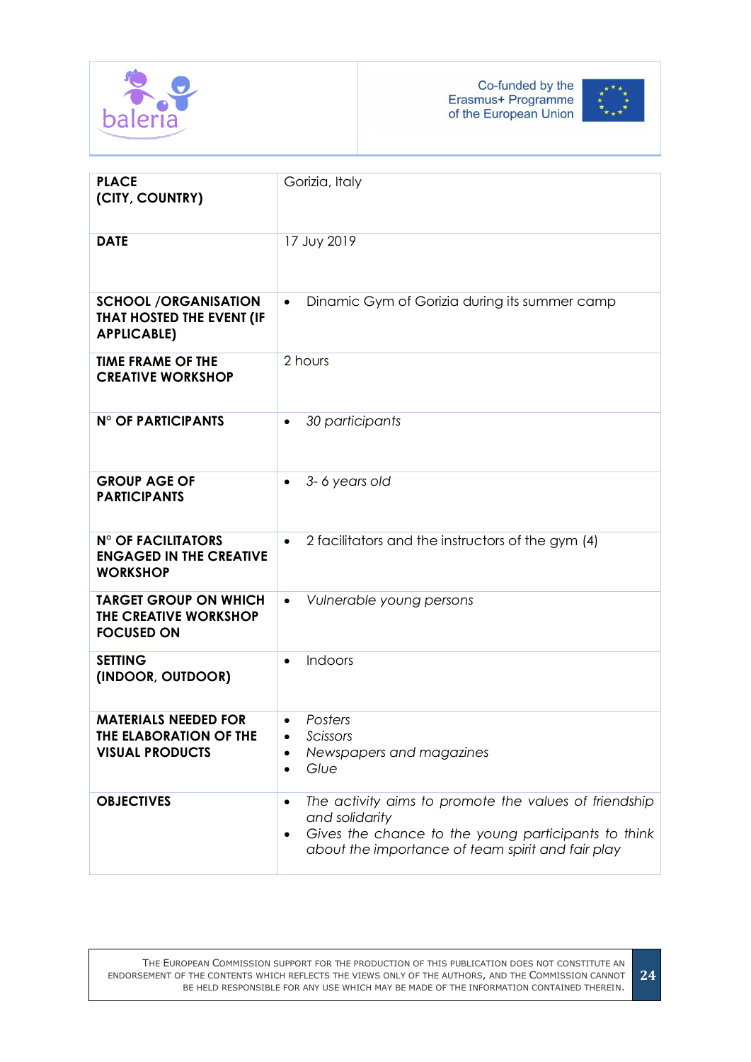| PLACE (CITY, COUNTRY) | Gorizia, Italy |
|---|---|
| DATE | 17 Juy 2019 |
| SCHOOL /ORGANISATION THAT HOSTED THE EVENT (IF APPLICABLE) | • Dinamic Gym of Gorizia during its summer camp |
| TIME FRAME OF THE CREATIVE WORKSHOP | 2 hours |
| N° OF PARTICIPANTS | • *30 participants* |
| GROUP AGE OF PARTICIPANTS | • *3- 6 years old* |
| N° OF FACILITATORS ENGAGED IN THE CREATIVE WORKSHOP | • 2 facilitators and the instructors of the gym (4) |
| TARGET GROUP ON WHICH THE CREATIVE WORKSHOP FOCUSED ON | • *Vulnerable young persons* |
| SETTING (INDOOR, OUTDOOR) | • Indoors |
| MATERIALS NEEDED FOR THE ELABORATION OF THE VISUAL PRODUCTS | • *Posters*<br>• *Scissors*<br>• *Newspapers and magazines*<br>• *Glue* |
| OBJECTIVES | • *The activity aims to promote the values of friendship and solidarity*<br>• *Gives the chance to the young participants to think about the importance of team spirit and fair play* |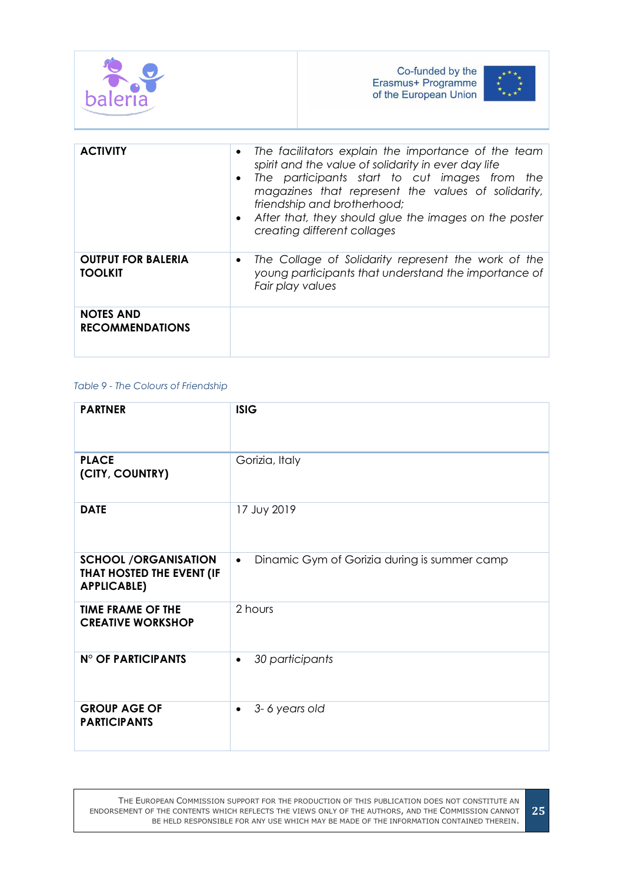| ACTIVITY | • *The facilitators explain the importance of the team spirit and the value of solidarity in ever day life*<br>• *The participants start to cut images from the magazines that represent the values of solidarity, friendship and brotherhood;*<br>• *After that, they should glue the images on the poster creating different collages* |
|---|---|
| **OUTPUT FOR BALERIA TOOLKIT** | • *The Collage of Solidarity represent the work of the young participants that understand the importance of Fair play values* |
| **NOTES AND RECOMMENDATIONS** | |

*Table 9 - The Colours of Friendship*

| PARTNER | ISIG |
|---|---|
| **PLACE (CITY, COUNTRY)** | Gorizia, Italy |
| **DATE** | 17 Juy 2019 |
| **SCHOOL /ORGANISATION THAT HOSTED THE EVENT (IF APPLICABLE)** | • Dinamic Gym of Gorizia during is summer camp |
| **TIME FRAME OF THE CREATIVE WORKSHOP** | 2 hours |
| **N° OF PARTICIPANTS** | • *30 participants* |
| **GROUP AGE OF PARTICIPANTS** | • *3- 6 years old* |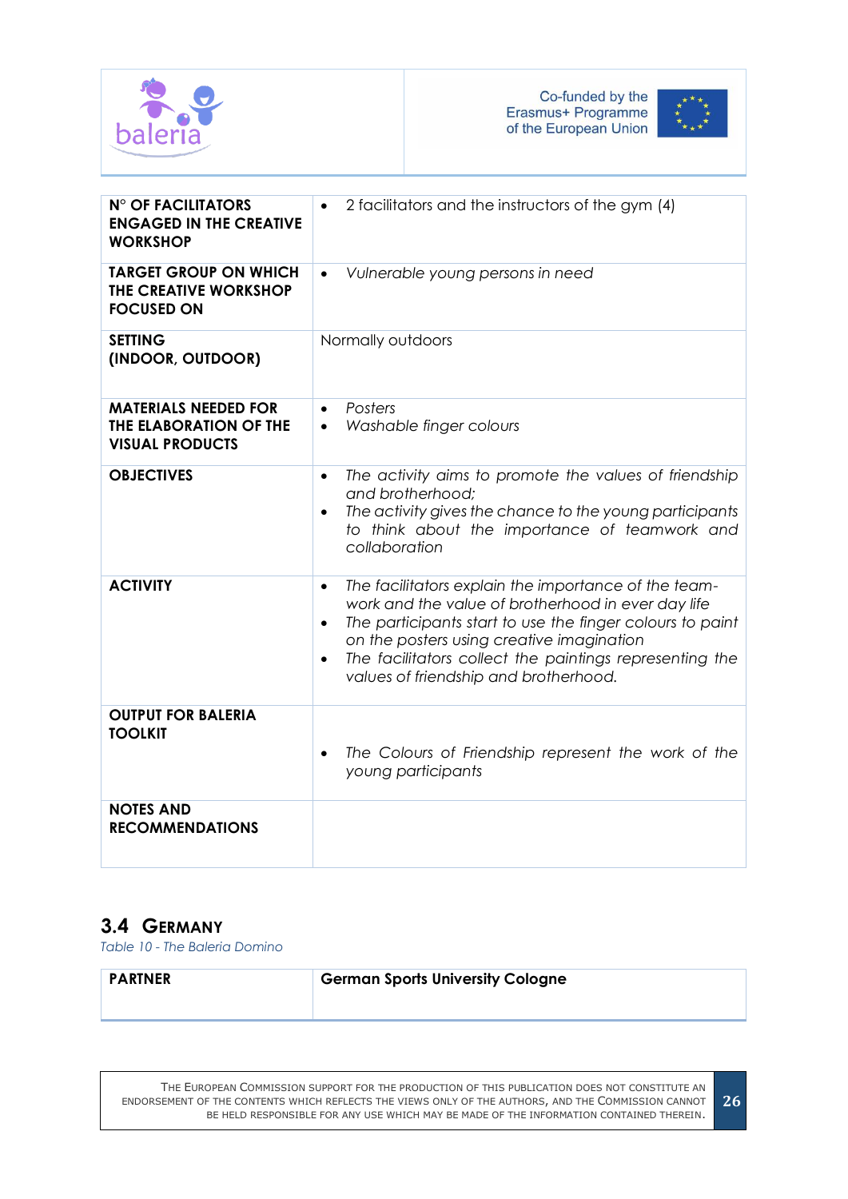| N° OF FACILITATORS ENGAGED IN THE CREATIVE WORKSHOP | • 2 facilitators and the instructors of the gym (4) |
|---|---|
| TARGET GROUP ON WHICH THE CREATIVE WORKSHOP FOCUSED ON | • *Vulnerable young persons in need* |
| SETTING (INDOOR, OUTDOOR) | Normally outdoors |
| MATERIALS NEEDED FOR THE ELABORATION OF THE VISUAL PRODUCTS | • *Posters*<br>• *Washable finger colours* |
| OBJECTIVES | • *The activity aims to promote the values of friendship and brotherhood;*<br>• *The activity gives the chance to the young participants to think about the importance of teamwork and collaboration* |
| ACTIVITY | • *The facilitators explain the importance of the team-work and the value of brotherhood in ever day life*<br>• *The participants start to use the finger colours to paint on the posters using creative imagination*<br>• *The facilitators collect the paintings representing the values of friendship and brotherhood.* |
| OUTPUT FOR BALERIA TOOLKIT | • *The Colours of Friendship represent the work of the young participants* |
| NOTES AND RECOMMENDATIONS | |

## 3.4 Germany

*Table 10 - The Baleria Domino*

| PARTNER | German Sports University Cologne |
|---|---|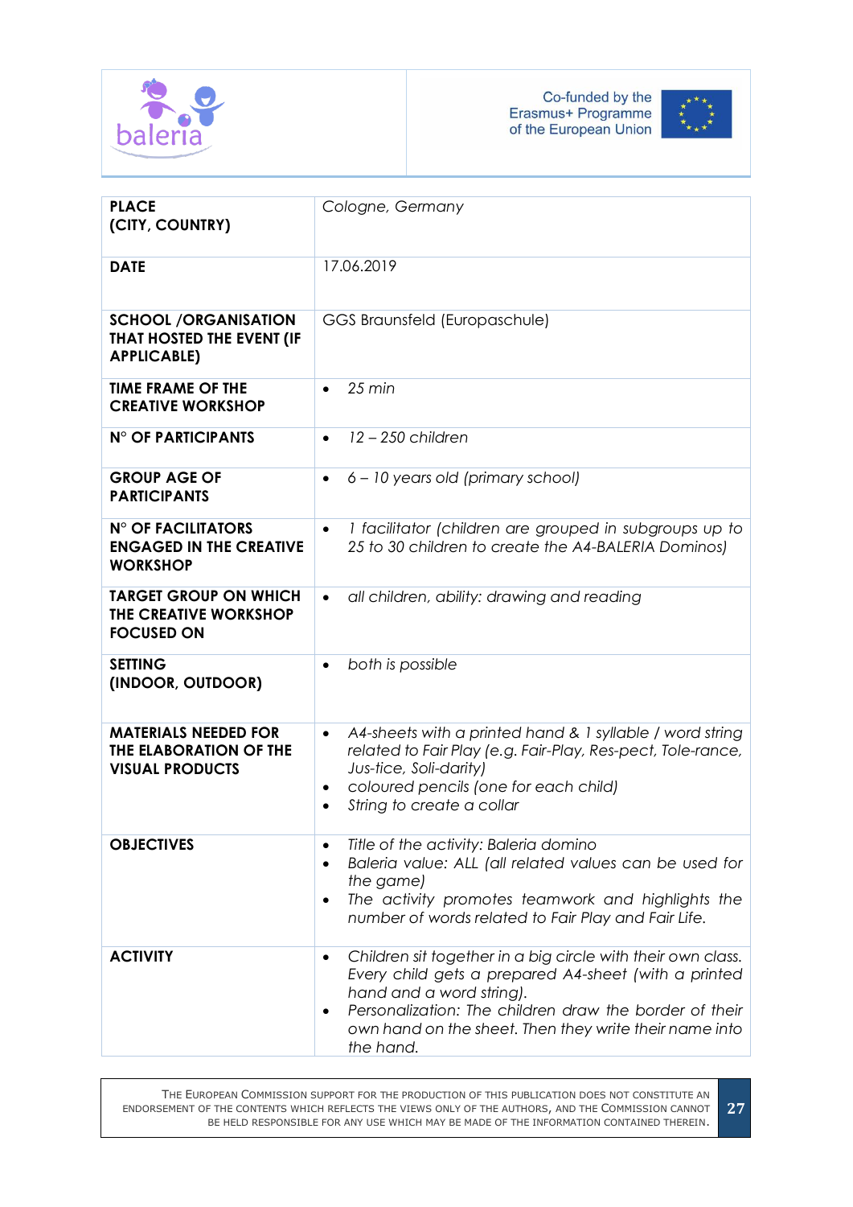| | |
|---|---|
| **PLACE (CITY, COUNTRY)** | *Cologne, Germany* |
| **DATE** | 17.06.2019 |
| **SCHOOL /ORGANISATION THAT HOSTED THE EVENT (IF APPLICABLE)** | GGS Braunsfeld (Europaschule) |
| **TIME FRAME OF THE CREATIVE WORKSHOP** | • *25 min* |
| **N° OF PARTICIPANTS** | • *12 – 250 children* |
| **GROUP AGE OF PARTICIPANTS** | • *6 – 10 years old (primary school)* |
| **N° OF FACILITATORS ENGAGED IN THE CREATIVE WORKSHOP** | • *1 facilitator (children are grouped in subgroups up to 25 to 30 children to create the A4-BALERIA Dominos)* |
| **TARGET GROUP ON WHICH THE CREATIVE WORKSHOP FOCUSED ON** | • *all children, ability: drawing and reading* |
| **SETTING (INDOOR, OUTDOOR)** | • *both is possible* |
| **MATERIALS NEEDED FOR THE ELABORATION OF THE VISUAL PRODUCTS** | • *A4-sheets with a printed hand & 1 syllable / word string related to Fair Play (e.g. Fair-Play, Res-pect, Tole-rance, Jus-tice, Soli-darity)*<br>• *coloured pencils (one for each child)*<br>• *String to create a collar* |
| **OBJECTIVES** | • *Title of the activity: Baleria domino*<br>• *Baleria value: ALL (all related values can be used for the game)*<br>• *The activity promotes teamwork and highlights the number of words related to Fair Play and Fair Life.* |
| **ACTIVITY** | • *Children sit together in a big circle with their own class. Every child gets a prepared A4-sheet (with a printed hand and a word string).*<br>• *Personalization: The children draw the border of their own hand on the sheet. Then they write their name into the hand.* |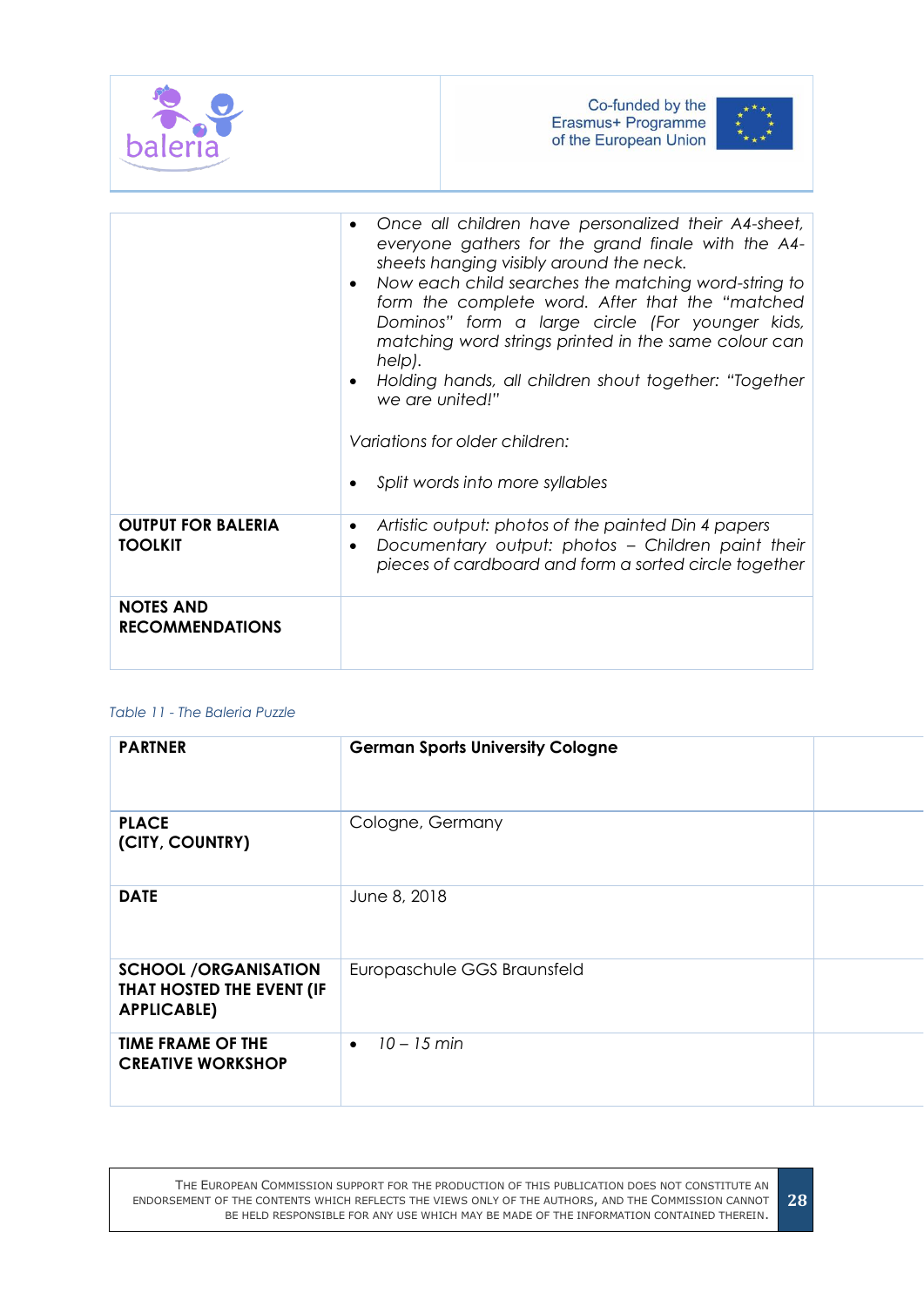| | |
|---|---|
| | • *Once all children have personalized their A4-sheet, everyone gathers for the grand finale with the A4-sheets hanging visibly around the neck.*<br>• *Now each child searches the matching word-string to form the complete word. After that the "matched Dominos" form a large circle (For younger kids, matching word strings printed in the same colour can help).*<br>• *Holding hands, all children shout together: "Together we are united!"*<br><br>*Variations for older children:*<br><br>• *Split words into more syllables* |
| **OUTPUT FOR BALERIA TOOLKIT** | • *Artistic output: photos of the painted Din 4 papers*<br>• *Documentary output: photos – Children paint their pieces of cardboard and form a sorted circle together* |
| **NOTES AND RECOMMENDATIONS** | |

*Table 11 - The Baleria Puzzle*

| | |
|---|---|
| **PARTNER** | **German Sports University Cologne** |
| **PLACE (CITY, COUNTRY)** | Cologne, Germany |
| **DATE** | June 8, 2018 |
| **SCHOOL /ORGANISATION THAT HOSTED THE EVENT (IF APPLICABLE)** | Europaschule GGS Braunsfeld |
| **TIME FRAME OF THE CREATIVE WORKSHOP** | • *10 – 15 min* |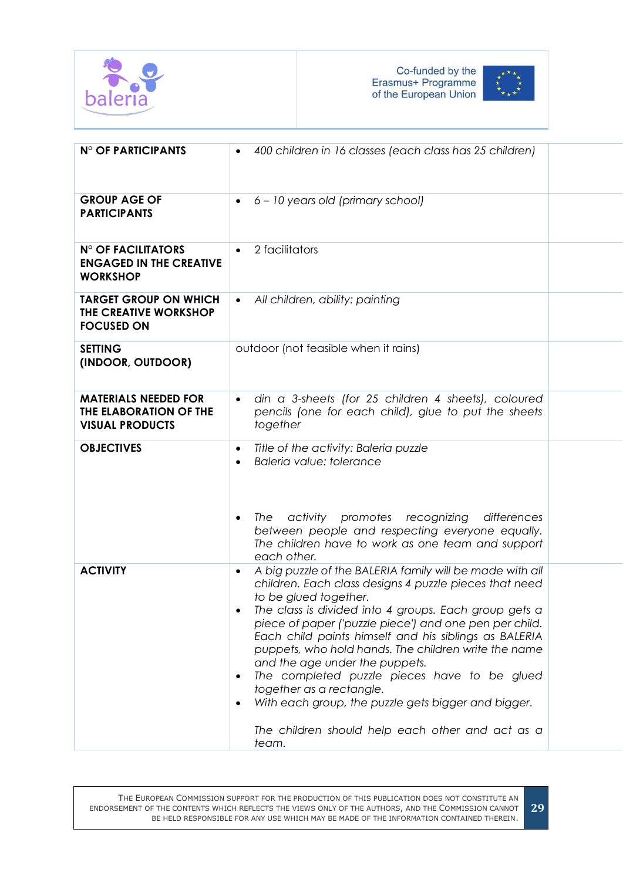| | |
|---|---|
| **N° OF PARTICIPANTS** | • *400 children in 16 classes (each class has 25 children)* |
| **GROUP AGE OF PARTICIPANTS** | • *6 – 10 years old (primary school)* |
| **N° OF FACILITATORS ENGAGED IN THE CREATIVE WORKSHOP** | • 2 facilitators |
| **TARGET GROUP ON WHICH THE CREATIVE WORKSHOP FOCUSED ON** | • *All children, ability: painting* |
| **SETTING (INDOOR, OUTDOOR)** | outdoor (not feasible when it rains) |
| **MATERIALS NEEDED FOR THE ELABORATION OF THE VISUAL PRODUCTS** | • *din a 3-sheets (for 25 children 4 sheets), coloured pencils (one for each child), glue to put the sheets together* |
| **OBJECTIVES** | • *Title of the activity: Baleria puzzle*<br>• *Baleria value: tolerance*<br><br>• *The activity promotes recognizing differences between people and respecting everyone equally. The children have to work as one team and support each other.* |
| **ACTIVITY** | • *A big puzzle of the BALERIA family will be made with all children. Each class designs 4 puzzle pieces that need to be glued together.*<br>• *The class is divided into 4 groups. Each group gets a piece of paper ('puzzle piece') and one pen per child. Each child paints himself and his siblings as BALERIA puppets, who hold hands. The children write the name and the age under the puppets.*<br>• *The completed puzzle pieces have to be glued together as a rectangle.*<br>• *With each group, the puzzle gets bigger and bigger.*<br><br>*The children should help each other and act as a team.* |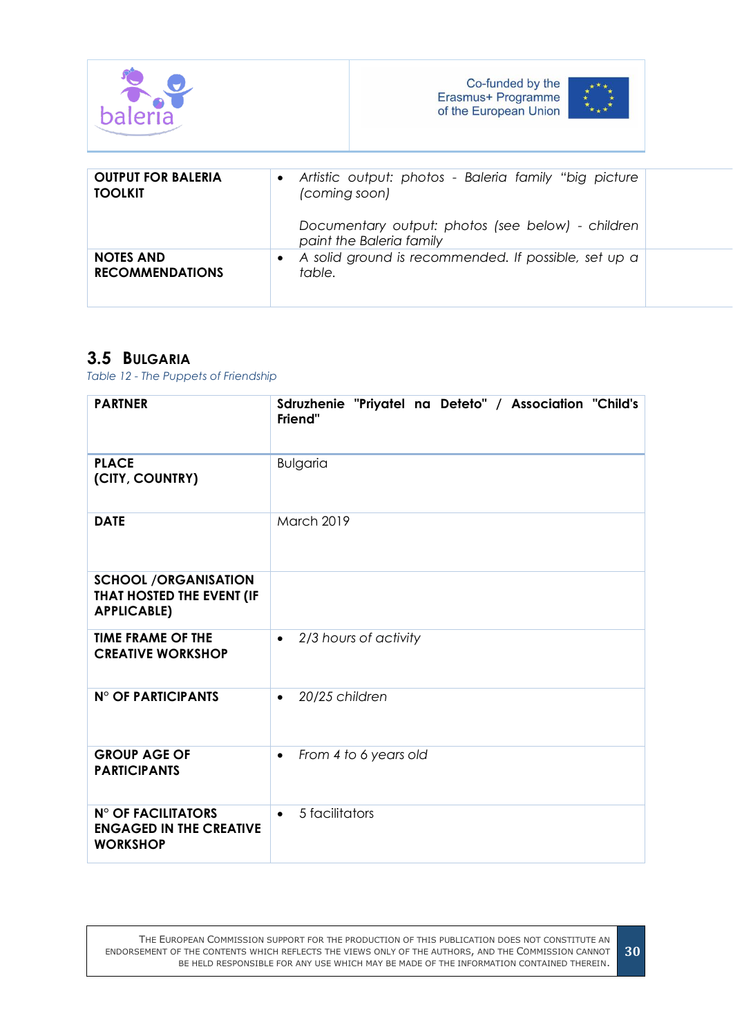| | |
|---|---|
| **OUTPUT FOR BALERIA TOOLKIT** | • *Artistic output: photos - Baleria family "big picture (coming soon)*<br><br>*Documentary output: photos (see below) - children paint the Baleria family* |
| **NOTES AND RECOMMENDATIONS** | • *A solid ground is recommended. If possible, set up a table.* |

## 3.5 Bulgaria

*Table 12 - The Puppets of Friendship*

| **PARTNER** | **Sdruzhenie "Priyatel na Deteto" / Association "Child's Friend"** |
|---|---|
| **PLACE (CITY, COUNTRY)** | Bulgaria |
| **DATE** | March 2019 |
| **SCHOOL /ORGANISATION THAT HOSTED THE EVENT (IF APPLICABLE)** | |
| **TIME FRAME OF THE CREATIVE WORKSHOP** | • *2/3 hours of activity* |
| **N° OF PARTICIPANTS** | • *20/25 children* |
| **GROUP AGE OF PARTICIPANTS** | • *From 4 to 6 years old* |
| **N° OF FACILITATORS ENGAGED IN THE CREATIVE WORKSHOP** | • 5 facilitators |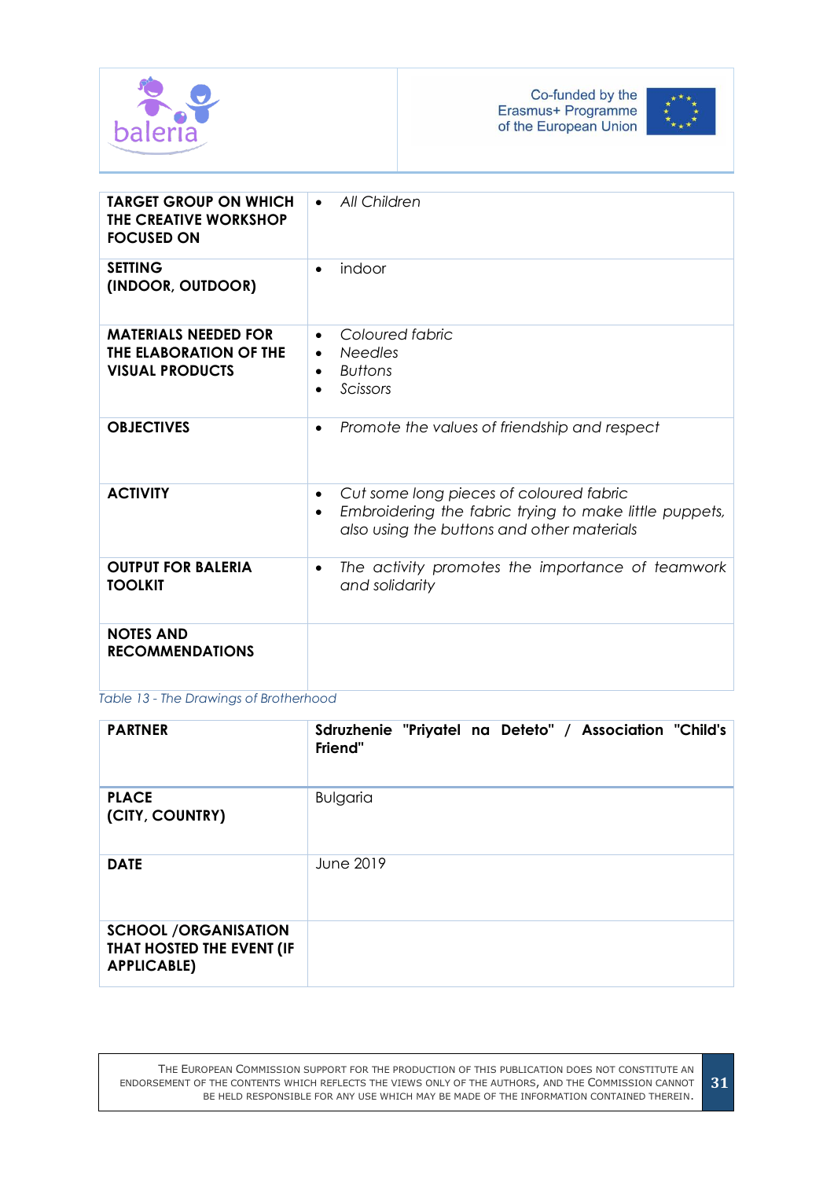| | |
|---|---|
| **TARGET GROUP ON WHICH THE CREATIVE WORKSHOP FOCUSED ON** | • *All Children* |
| **SETTING (INDOOR, OUTDOOR)** | • indoor |
| **MATERIALS NEEDED FOR THE ELABORATION OF THE VISUAL PRODUCTS** | • *Coloured fabric*<br>• *Needles*<br>• *Buttons*<br>• *Scissors* |
| **OBJECTIVES** | • *Promote the values of friendship and respect* |
| **ACTIVITY** | • *Cut some long pieces of coloured fabric*<br>• *Embroidering the fabric trying to make little puppets, also using the buttons and other materials* |
| **OUTPUT FOR BALERIA TOOLKIT** | • *The activity promotes the importance of teamwork and solidarity* |
| **NOTES AND RECOMMENDATIONS** | |

*Table 13 - The Drawings of Brotherhood*

| **PARTNER** | **Sdruzhenie "Priyatel na Deteto" / Association "Child's Friend"** |
|---|---|
| **PLACE (CITY, COUNTRY)** | Bulgaria |
| **DATE** | June 2019 |
| **SCHOOL /ORGANISATION THAT HOSTED THE EVENT (IF APPLICABLE)** | |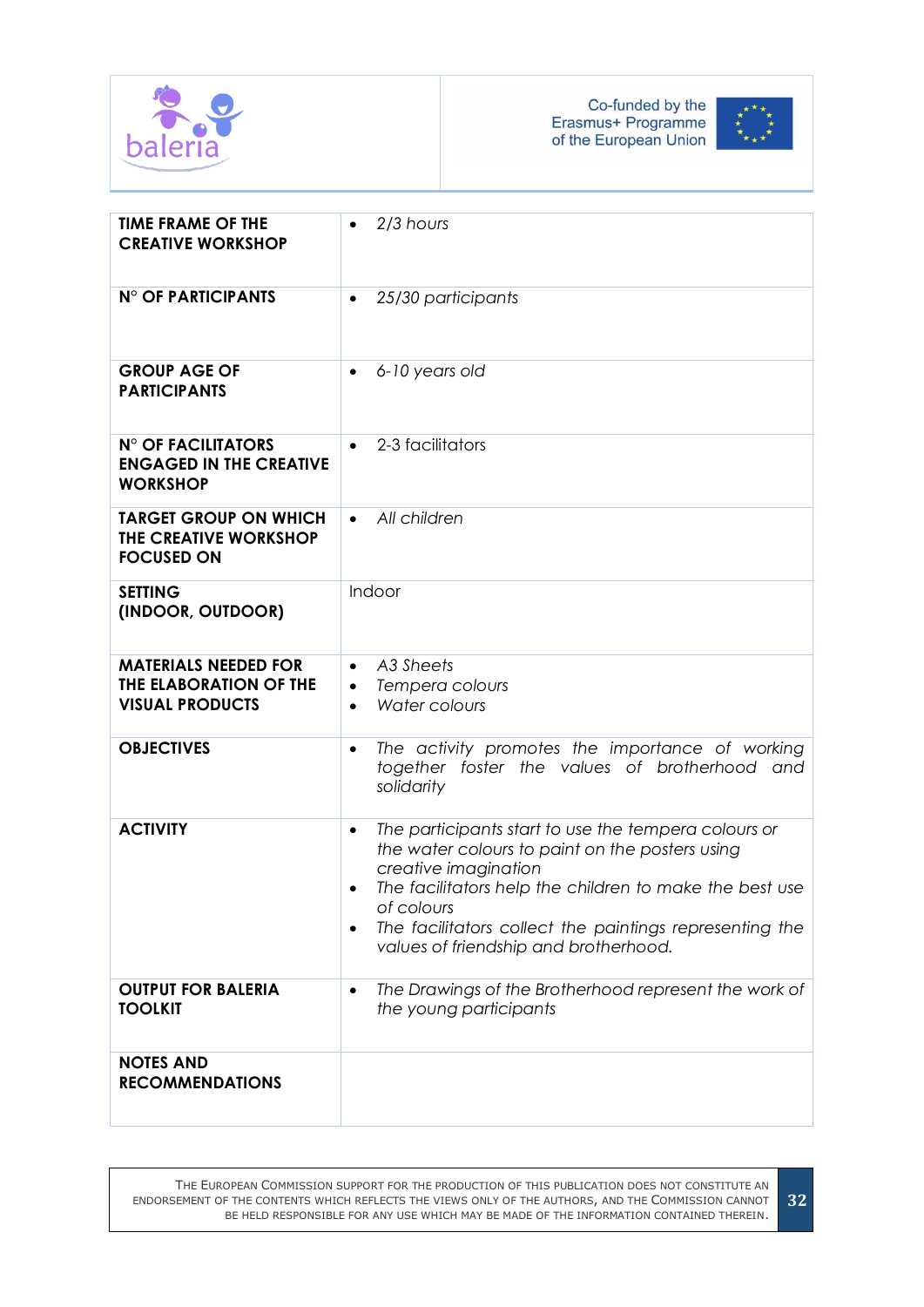| **TIME FRAME OF THE CREATIVE WORKSHOP** | • *2/3 hours* |
|---|---|
| **N° OF PARTICIPANTS** | • *25/30 participants* |
| **GROUP AGE OF PARTICIPANTS** | • *6-10 years old* |
| **N° OF FACILITATORS ENGAGED IN THE CREATIVE WORKSHOP** | • 2-3 facilitators |
| **TARGET GROUP ON WHICH THE CREATIVE WORKSHOP FOCUSED ON** | • *All children* |
| **SETTING (INDOOR, OUTDOOR)** | Indoor |
| **MATERIALS NEEDED FOR THE ELABORATION OF THE VISUAL PRODUCTS** | • *A3 Sheets*<br>• *Tempera colours*<br>• *Water colours* |
| **OBJECTIVES** | • *The activity promotes the importance of working together foster the values of brotherhood and solidarity* |
| **ACTIVITY** | • *The participants start to use the tempera colours or the water colours to paint on the posters using creative imagination*<br>• *The facilitators help the children to make the best use of colours*<br>• *The facilitators collect the paintings representing the values of friendship and brotherhood.* |
| **OUTPUT FOR BALERIA TOOLKIT** | • *The Drawings of the Brotherhood represent the work of the young participants* |
| **NOTES AND RECOMMENDATIONS** | |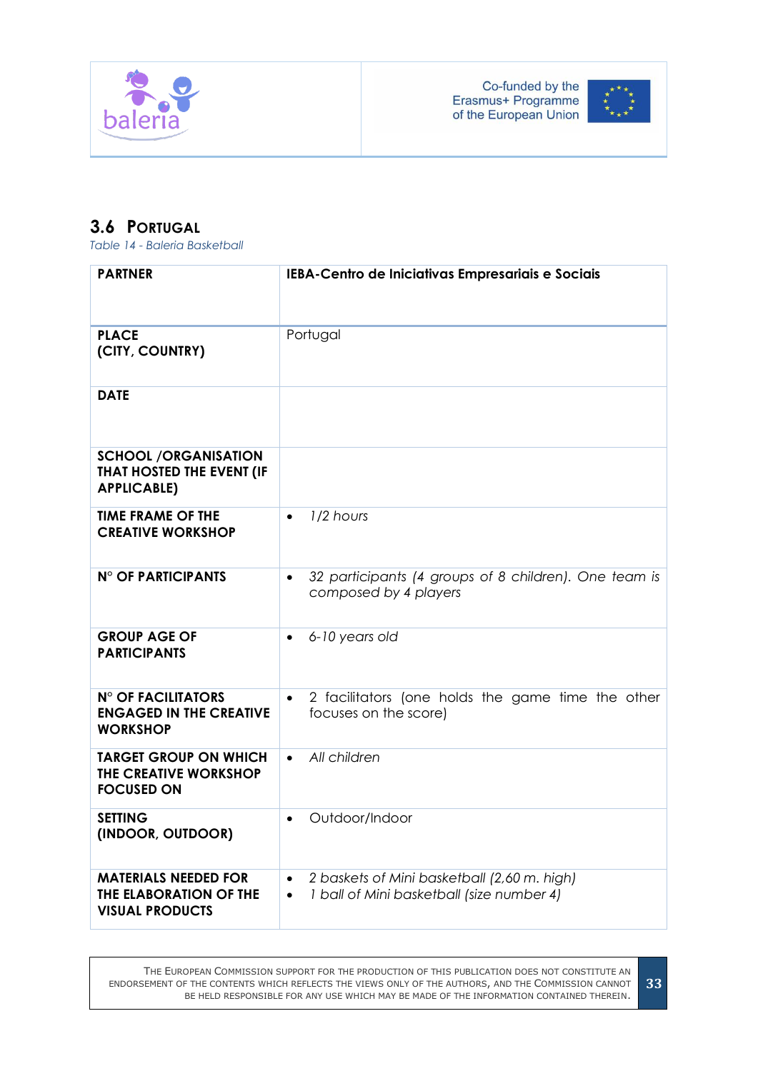## 3.6 Portugal

*Table 14 - Baleria Basketball*

| **PARTNER** | **IEBA-Centro de Iniciativas Empresariais e Sociais** |
|---|---|
| **PLACE (CITY, COUNTRY)** | Portugal |
| **DATE** | |
| **SCHOOL /ORGANISATION THAT HOSTED THE EVENT (IF APPLICABLE)** | |
| **TIME FRAME OF THE CREATIVE WORKSHOP** | • *1/2 hours* |
| **N° OF PARTICIPANTS** | • *32 participants (4 groups of 8 children). One team is composed by 4 players* |
| **GROUP AGE OF PARTICIPANTS** | • *6-10 years old* |
| **N° OF FACILITATORS ENGAGED IN THE CREATIVE WORKSHOP** | • 2 facilitators (one holds the game time the other focuses on the score) |
| **TARGET GROUP ON WHICH THE CREATIVE WORKSHOP FOCUSED ON** | • *All children* |
| **SETTING (INDOOR, OUTDOOR)** | • Outdoor/Indoor |
| **MATERIALS NEEDED FOR THE ELABORATION OF THE VISUAL PRODUCTS** | • *2 baskets of Mini basketball (2,60 m. high)*<br>• *1 ball of Mini basketball (size number 4)* |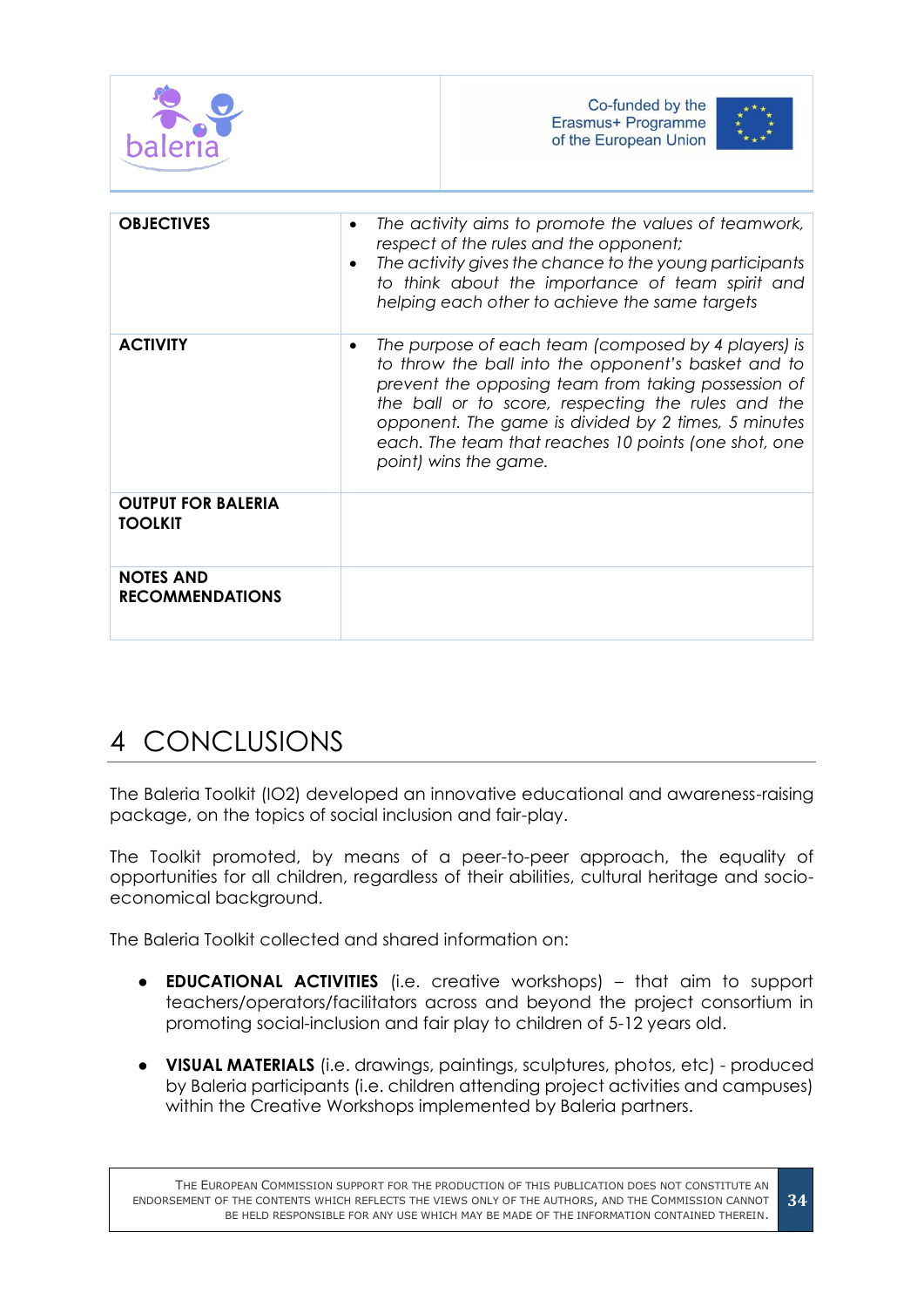| | |
|---|---|
| **OBJECTIVES** | • *The activity aims to promote the values of teamwork, respect of the rules and the opponent;*<br>• *The activity gives the chance to the young participants to think about the importance of team spirit and helping each other to achieve the same targets* |
| **ACTIVITY** | • *The purpose of each team (composed by 4 players) is to throw the ball into the opponent's basket and to prevent the opposing team from taking possession of the ball or to score, respecting the rules and the opponent. The game is divided by 2 times, 5 minutes each. The team that reaches 10 points (one shot, one point) wins the game.* |
| **OUTPUT FOR BALERIA TOOLKIT** | |
| **NOTES AND RECOMMENDATIONS** | |

# 4 CONCLUSIONS

The Baleria Toolkit (IO2) developed an innovative educational and awareness-raising package, on the topics of social inclusion and fair-play.

The Toolkit promoted, by means of a peer-to-peer approach, the equality of opportunities for all children, regardless of their abilities, cultural heritage and socio-economical background.

The Baleria Toolkit collected and shared information on:

- **EDUCATIONAL ACTIVITIES** (i.e. creative workshops) – that aim to support teachers/operators/facilitators across and beyond the project consortium in promoting social-inclusion and fair play to children of 5-12 years old.

- **VISUAL MATERIALS** (i.e. drawings, paintings, sculptures, photos, etc) - produced by Baleria participants (i.e. children attending project activities and campuses) within the Creative Workshops implemented by Baleria partners.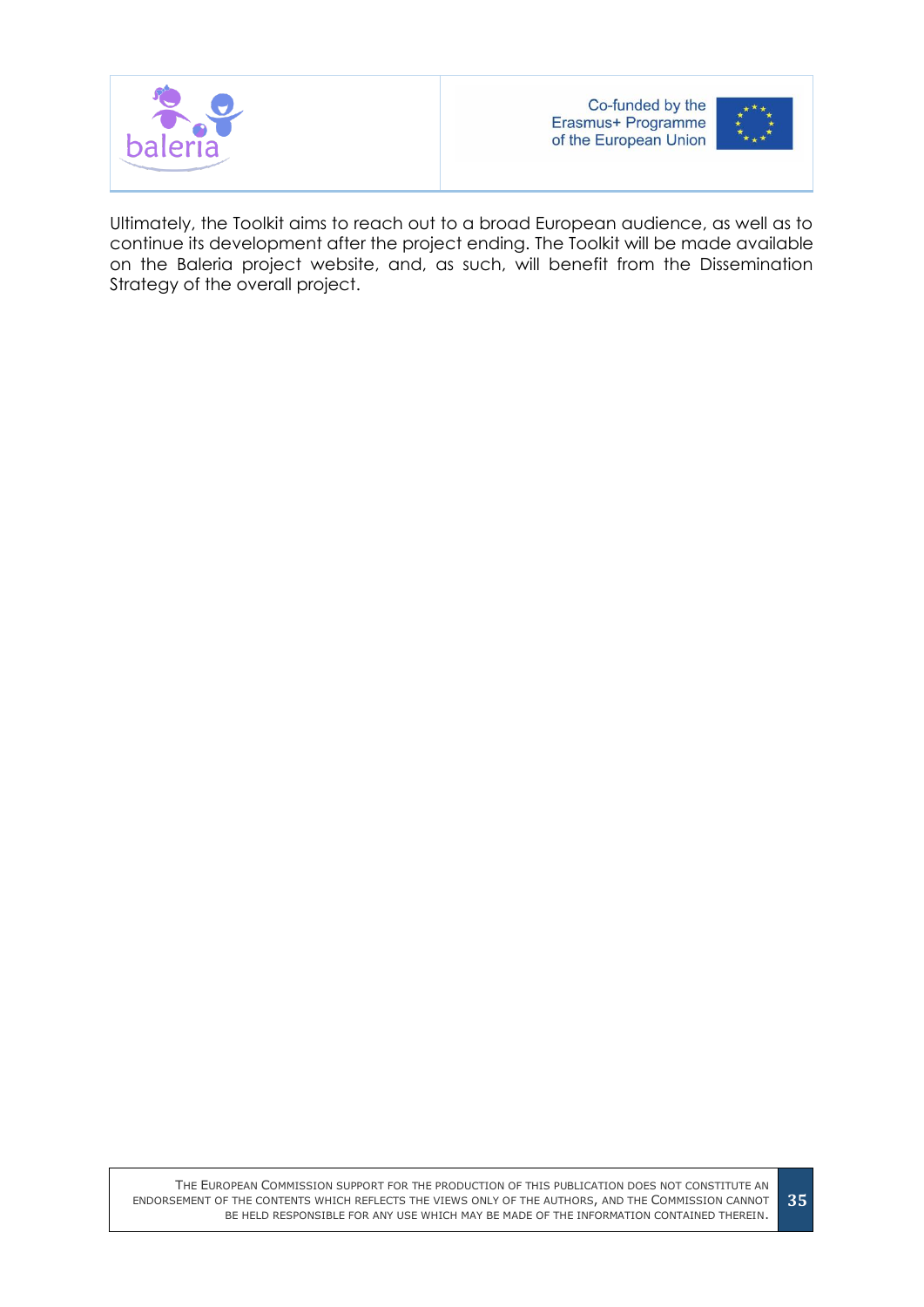Ultimately, the Toolkit aims to reach out to a broad European audience, as well as to continue its development after the project ending. The Toolkit will be made available on the Baleria project website, and, as such, will benefit from the Dissemination Strategy of the overall project.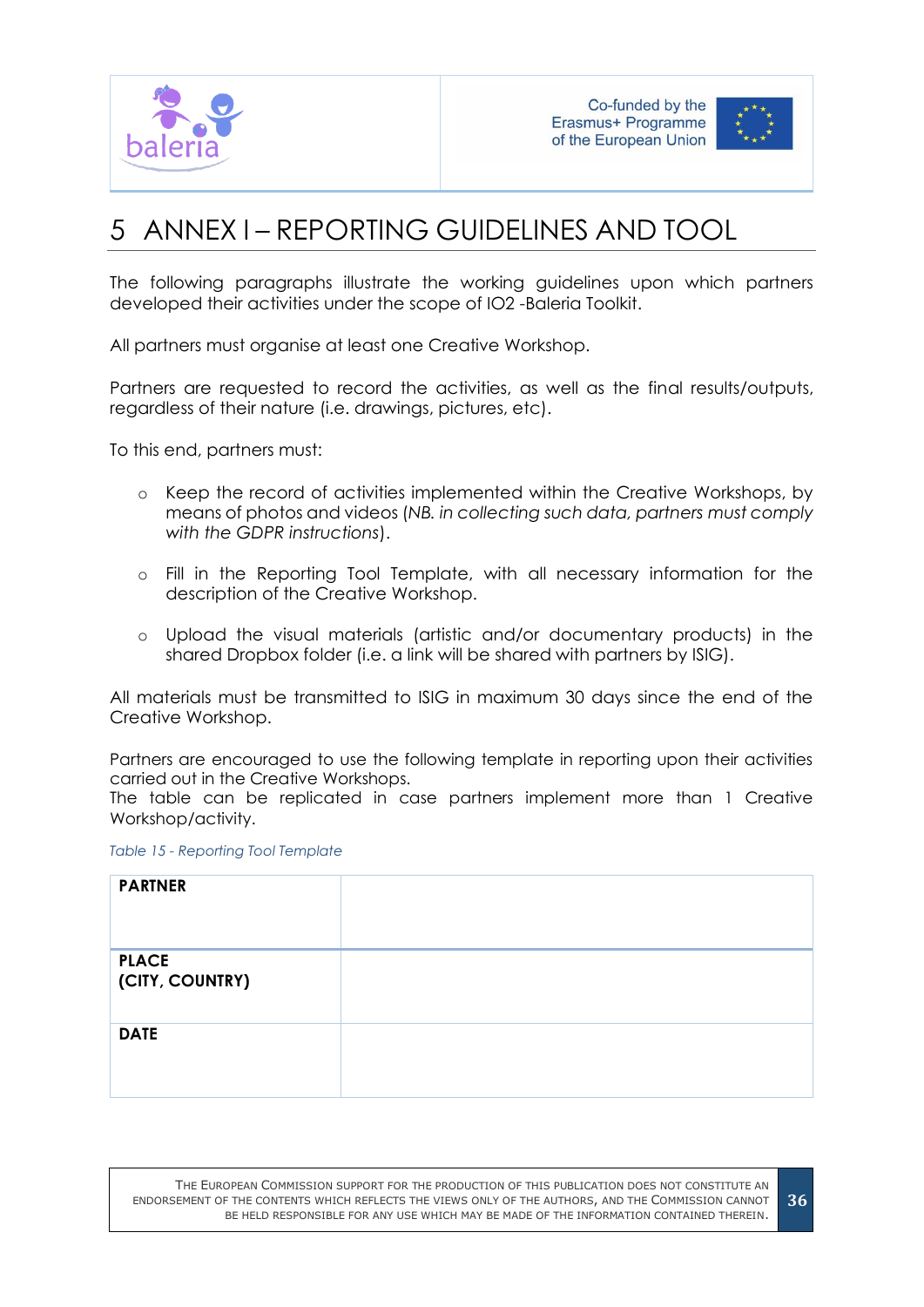# 5 ANNEX I – REPORTING GUIDELINES AND TOOL

The following paragraphs illustrate the working guidelines upon which partners developed their activities under the scope of IO2 -Baleria Toolkit.

All partners must organise at least one Creative Workshop.

Partners are requested to record the activities, as well as the final results/outputs, regardless of their nature (i.e. drawings, pictures, etc).

To this end, partners must:

- Keep the record of activities implemented within the Creative Workshops, by means of photos and videos (*NB. in collecting such data, partners must comply with the GDPR instructions*).
- Fill in the Reporting Tool Template, with all necessary information for the description of the Creative Workshop.
- Upload the visual materials (artistic and/or documentary products) in the shared Dropbox folder (i.e. a link will be shared with partners by ISIG).

All materials must be transmitted to ISIG in maximum 30 days since the end of the Creative Workshop.

Partners are encouraged to use the following template in reporting upon their activities carried out in the Creative Workshops.
The table can be replicated in case partners implement more than 1 Creative Workshop/activity.

*Table 15 - Reporting Tool Template*

| | |
|---|---|
| **PARTNER** | |
| **PLACE (CITY, COUNTRY)** | |
| **DATE** | |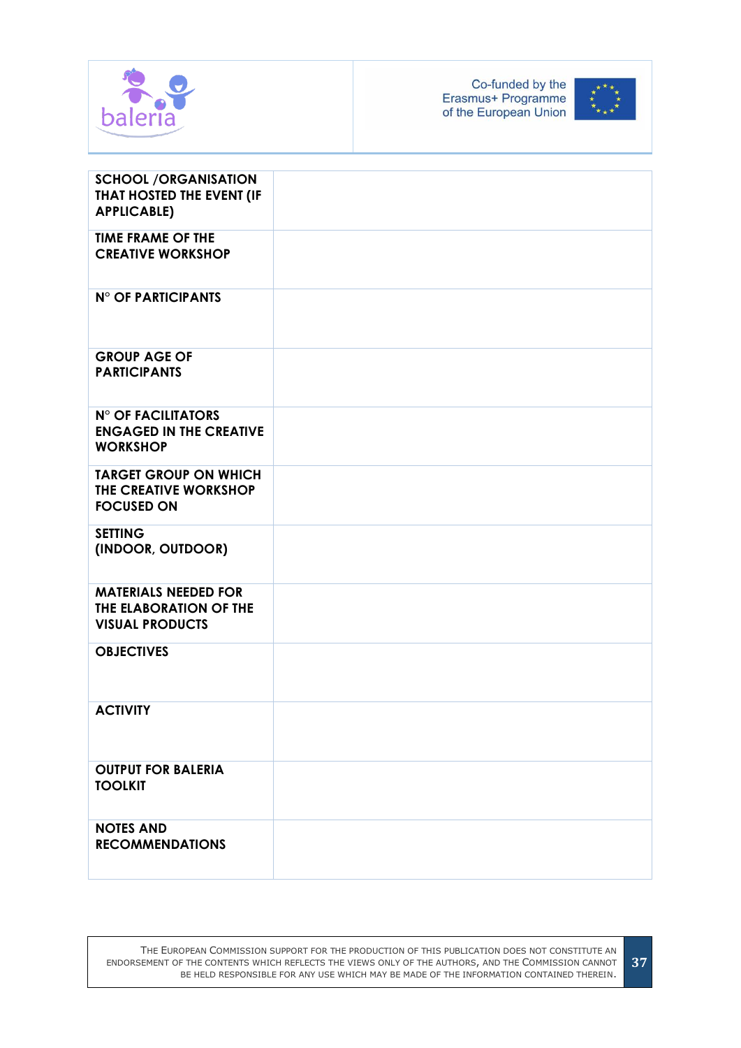| SCHOOL /ORGANISATION THAT HOSTED THE EVENT (IF APPLICABLE) | |
|---|---|
| TIME FRAME OF THE CREATIVE WORKSHOP | |
| N° OF PARTICIPANTS | |
| GROUP AGE OF PARTICIPANTS | |
| N° OF FACILITATORS ENGAGED IN THE CREATIVE WORKSHOP | |
| TARGET GROUP ON WHICH THE CREATIVE WORKSHOP FOCUSED ON | |
| SETTING (INDOOR, OUTDOOR) | |
| MATERIALS NEEDED FOR THE ELABORATION OF THE VISUAL PRODUCTS | |
| OBJECTIVES | |
| ACTIVITY | |
| OUTPUT FOR BALERIA TOOLKIT | |
| NOTES AND RECOMMENDATIONS | |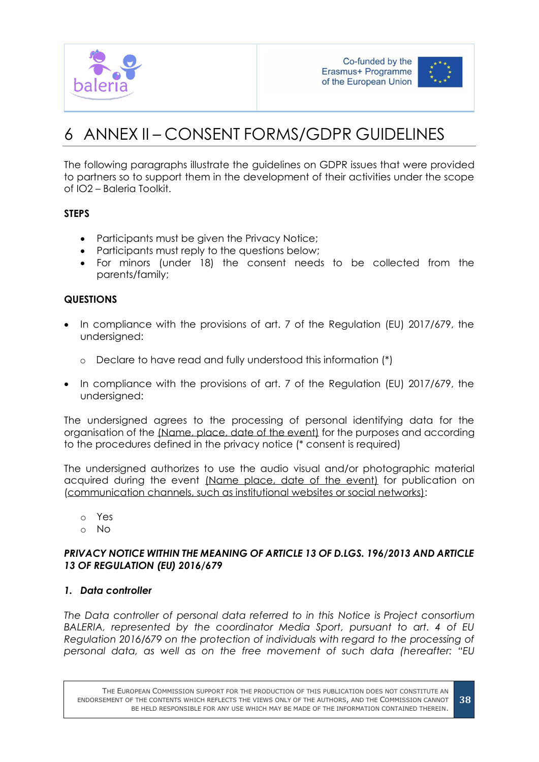# 6 ANNEX II – CONSENT FORMS/GDPR GUIDELINES

The following paragraphs illustrate the guidelines on GDPR issues that were provided to partners so to support them in the development of their activities under the scope of IO2 – Baleria Toolkit.

**STEPS**

- Participants must be given the Privacy Notice;
- Participants must reply to the questions below;
- For minors (under 18) the consent needs to be collected from the parents/family;

**QUESTIONS**

- In compliance with the provisions of art. 7 of the Regulation (EU) 2017/679, the undersigned:
  - Declare to have read and fully understood this information (*)
- In compliance with the provisions of art. 7 of the Regulation (EU) 2017/679, the undersigned:

The undersigned agrees to the processing of personal identifying data for the organisation of the (Name, place, date of the event) for the purposes and according to the procedures defined in the privacy notice (* consent is required)

The undersigned authorizes to use the audio visual and/or photographic material acquired during the event (Name place, date of the event) for publication on (communication channels, such as institutional websites or social networks):

- Yes
- No

***PRIVACY NOTICE WITHIN THE MEANING OF ARTICLE 13 OF D.LGS. 196/2013 AND ARTICLE 13 OF REGULATION (EU) 2016/679***

***1. Data controller***

*The Data controller of personal data referred to in this Notice is Project consortium BALERIA, represented by the coordinator Media Sport, pursuant to art. 4 of EU Regulation 2016/679 on the protection of individuals with regard to the processing of personal data, as well as on the free movement of such data (hereafter: "EU*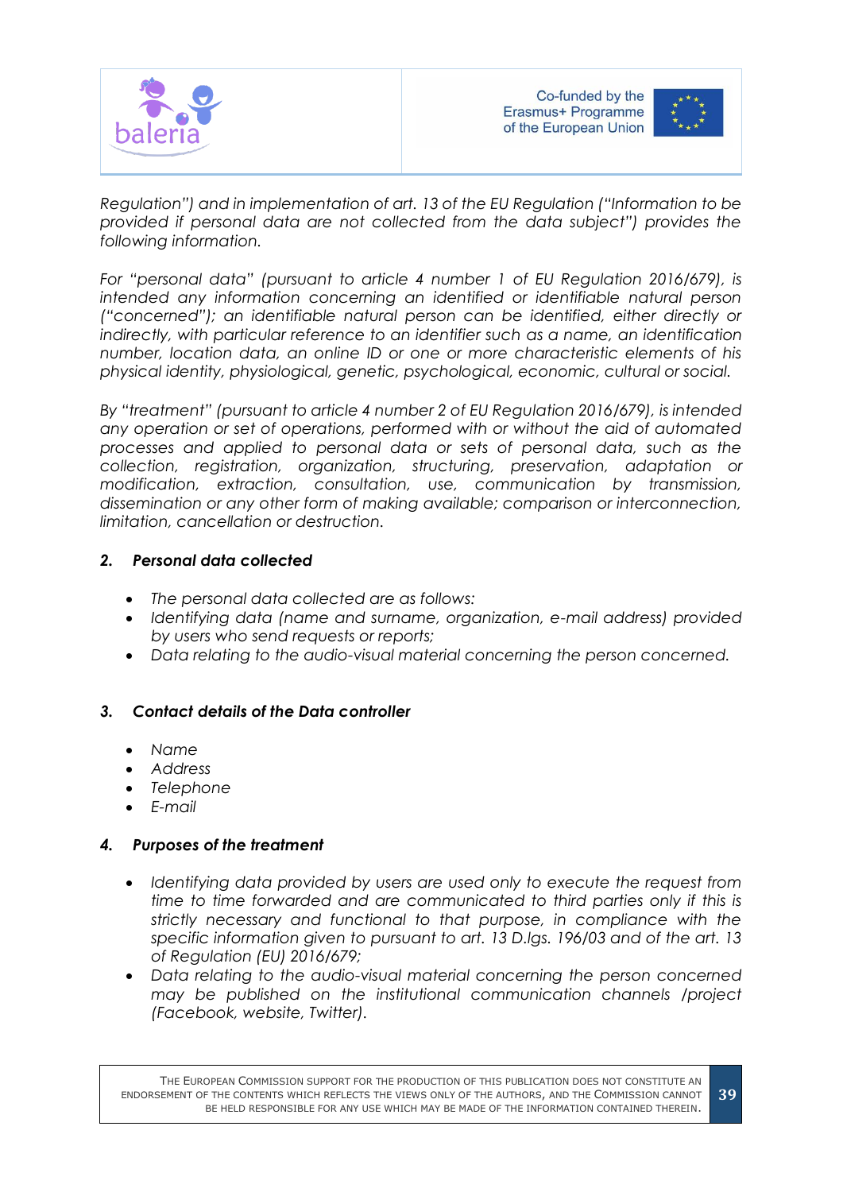*Regulation") and in implementation of art. 13 of the EU Regulation ("Information to be provided if personal data are not collected from the data subject") provides the following information.*

*For "personal data" (pursuant to article 4 number 1 of EU Regulation 2016/679), is intended any information concerning an identified or identifiable natural person ("concerned"); an identifiable natural person can be identified, either directly or indirectly, with particular reference to an identifier such as a name, an identification number, location data, an online ID or one or more characteristic elements of his physical identity, physiological, genetic, psychological, economic, cultural or social.*

*By "treatment" (pursuant to article 4 number 2 of EU Regulation 2016/679), is intended any operation or set of operations, performed with or without the aid of automated processes and applied to personal data or sets of personal data, such as the collection, registration, organization, structuring, preservation, adaptation or modification, extraction, consultation, use, communication by transmission, dissemination or any other form of making available; comparison or interconnection, limitation, cancellation or destruction.*

## *2. Personal data collected*

- *The personal data collected are as follows:*
- *Identifying data (name and surname, organization, e-mail address) provided by users who send requests or reports;*
- *Data relating to the audio-visual material concerning the person concerned.*

## *3. Contact details of the Data controller*

- *Name*
- *Address*
- *Telephone*
- *E-mail*

## *4. Purposes of the treatment*

- *Identifying data provided by users are used only to execute the request from time to time forwarded and are communicated to third parties only if this is strictly necessary and functional to that purpose, in compliance with the specific information given to pursuant to art. 13 D.lgs. 196/03 and of the art. 13 of Regulation (EU) 2016/679;*
- *Data relating to the audio-visual material concerning the person concerned may be published on the institutional communication channels /project (Facebook, website, Twitter).*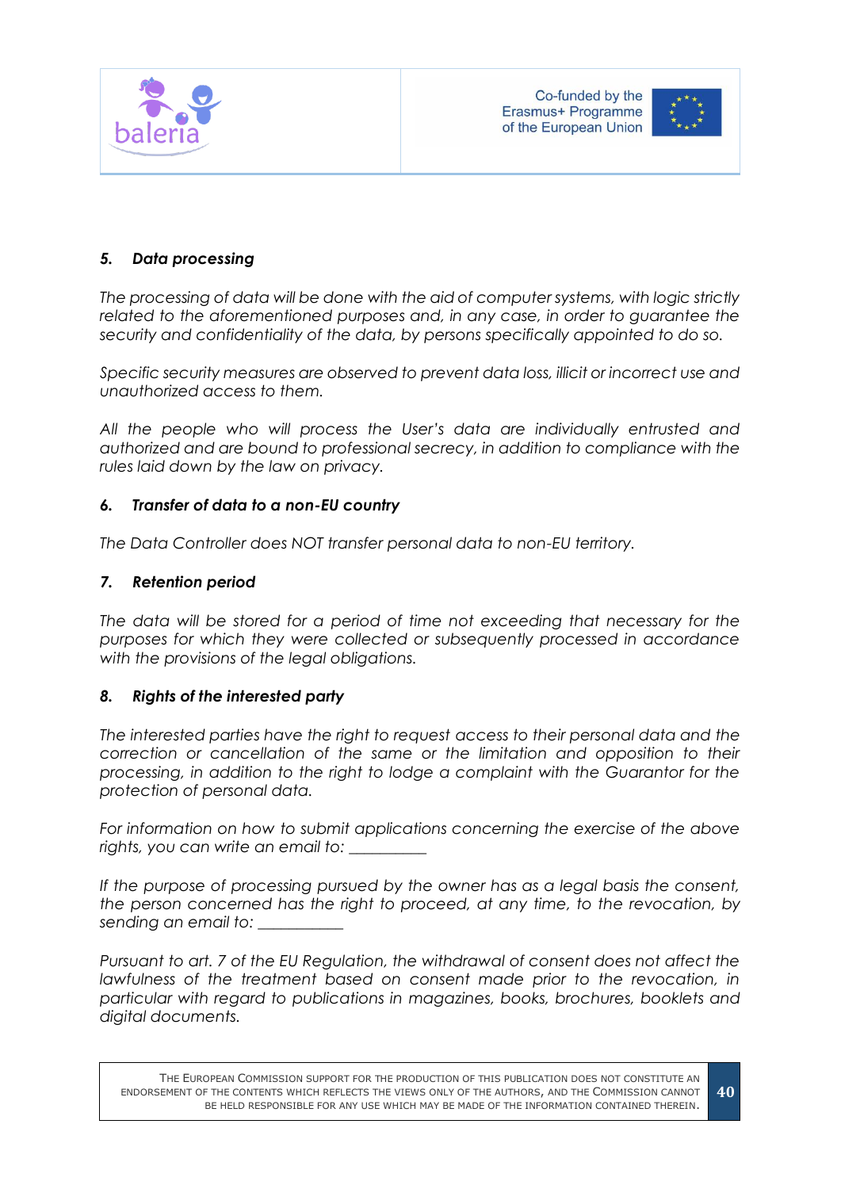### *5. Data processing*

*The processing of data will be done with the aid of computer systems, with logic strictly related to the aforementioned purposes and, in any case, in order to guarantee the security and confidentiality of the data, by persons specifically appointed to do so.*

*Specific security measures are observed to prevent data loss, illicit or incorrect use and unauthorized access to them.*

*All the people who will process the User's data are individually entrusted and authorized and are bound to professional secrecy, in addition to compliance with the rules laid down by the law on privacy.*

### *6. Transfer of data to a non-EU country*

*The Data Controller does NOT transfer personal data to non-EU territory.*

### *7. Retention period*

*The data will be stored for a period of time not exceeding that necessary for the purposes for which they were collected or subsequently processed in accordance with the provisions of the legal obligations.*

### *8. Rights of the interested party*

*The interested parties have the right to request access to their personal data and the correction or cancellation of the same or the limitation and opposition to their processing, in addition to the right to lodge a complaint with the Guarantor for the protection of personal data.*

*For information on how to submit applications concerning the exercise of the above rights, you can write an email to: __________*

*If the purpose of processing pursued by the owner has as a legal basis the consent, the person concerned has the right to proceed, at any time, to the revocation, by sending an email to: ___________*

*Pursuant to art. 7 of the EU Regulation, the withdrawal of consent does not affect the lawfulness of the treatment based on consent made prior to the revocation, in particular with regard to publications in magazines, books, brochures, booklets and digital documents.*